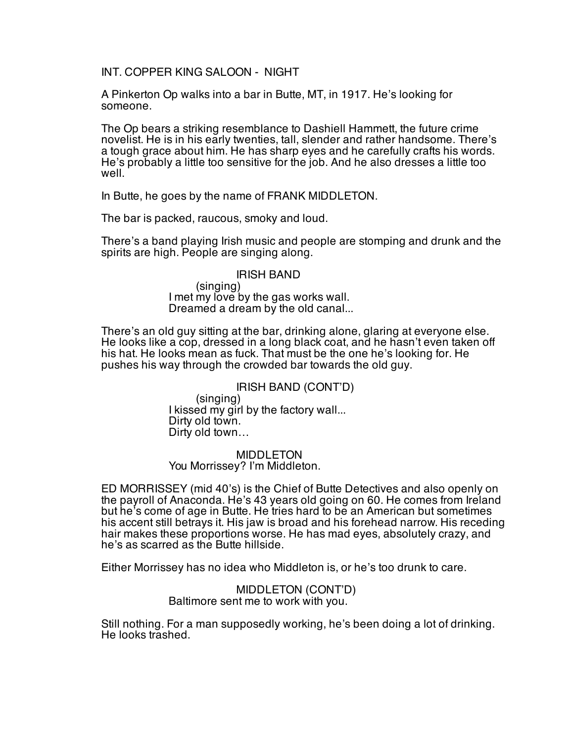INT. COPPER KING SALOON - NIGHT

A Pinkerton Op walks into a bar in Butte, MT, in 1917. He's looking for someone.

The Op bears a striking resemblance to Dashiell Hammett, the future crime novelist. He is in his early twenties, tall, slender and rather handsome. There's a tough grace about him. He has sharp eyes and he carefully crafts his words. He's probably a little too sensitive for the job. And he also dresses a little too well.

In Butte, he goes by the name of FRANK MIDDLETON.

The bar is packed, raucous, smoky and loud.

There's a band playing Irish music and people are stomping and drunk and the spirits are high. People are singing along.

IRISH BAND
(singing)
I met my love by the gas works wall.
Dreamed a dream by the old canal...

There's an old guy sitting at the bar, drinking alone, glaring at everyone else. He looks like a cop, dressed in a long black coat, and he hasn't even taken off his hat. He looks mean as fuck. That must be the one he's looking for. He pushes his way through the crowded bar towards the old guy.

IRISH BAND (CONT'D)
(singing)
I kissed my girl by the factory wall...
Dirty old town.
Dirty old town…

MIDDLETON
You Morrissey? I'm Middleton.

ED MORRISSEY (mid 40's) is the Chief of Butte Detectives and also openly on the payroll of Anaconda. He's 43 years old going on 60. He comes from Ireland but he's come of age in Butte. He tries hard to be an American but sometimes his accent still betrays it. His jaw is broad and his forehead narrow. His receding hair makes these proportions worse. He has mad eyes, absolutely crazy, and he's as scarred as the Butte hillside.

Either Morrissey has no idea who Middleton is, or he's too drunk to care.

MIDDLETON (CONT'D)
Baltimore sent me to work with you.

Still nothing. For a man supposedly working, he's been doing a lot of drinking. He looks trashed.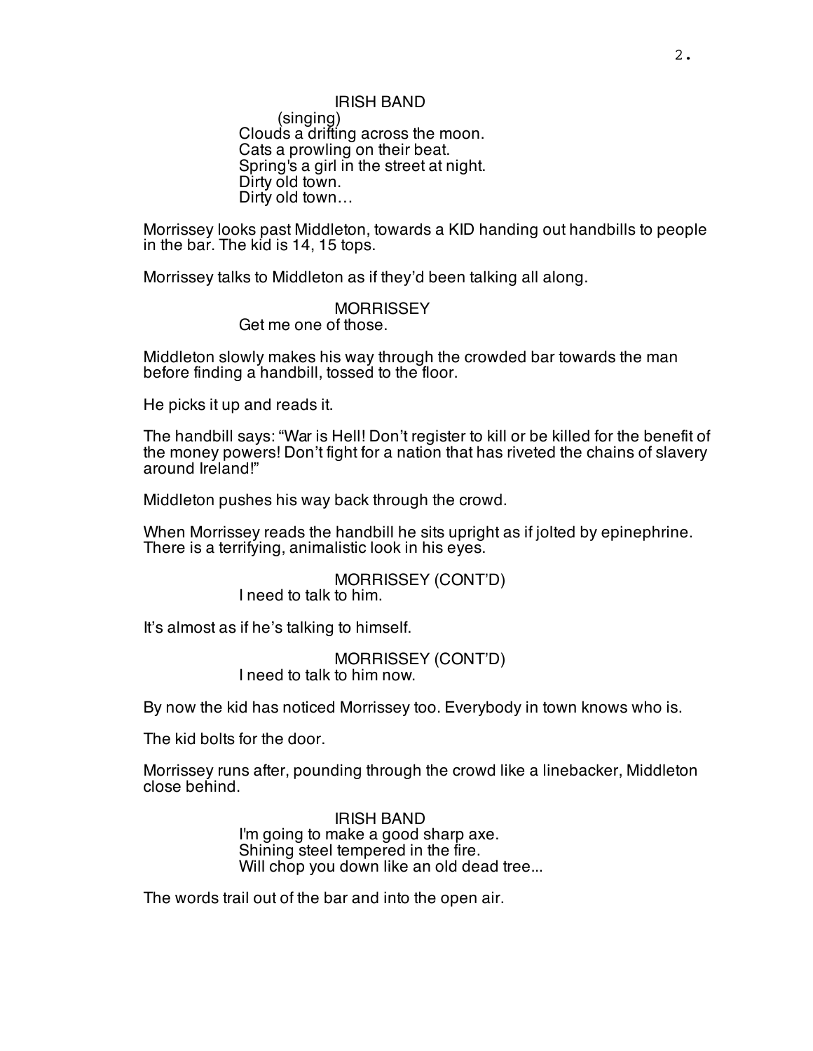IRISH BAND
(singing)
Clouds a drifting across the moon.
Cats a prowling on their beat.
Spring's a girl in the street at night.
Dirty old town.
Dirty old town…

Morrissey looks past Middleton, towards a KID handing out handbills to people in the bar. The kid is 14, 15 tops.

Morrissey talks to Middleton as if they'd been talking all along.

MORRISSEY
Get me one of those.

Middleton slowly makes his way through the crowded bar towards the man before finding a handbill, tossed to the floor.

He picks it up and reads it.

The handbill says: "War is Hell! Don't register to kill or be killed for the benefit of the money powers! Don't fight for a nation that has riveted the chains of slavery around Ireland!"

Middleton pushes his way back through the crowd.

When Morrissey reads the handbill he sits upright as if jolted by epinephrine. There is a terrifying, animalistic look in his eyes.

MORRISSEY (CONT'D)
I need to talk to him.

It's almost as if he's talking to himself.

MORRISSEY (CONT'D)
I need to talk to him now.

By now the kid has noticed Morrissey too. Everybody in town knows who is.

The kid bolts for the door.

Morrissey runs after, pounding through the crowd like a linebacker, Middleton close behind.

IRISH BAND
I'm going to make a good sharp axe.
Shining steel tempered in the fire.
Will chop you down like an old dead tree...

The words trail out of the bar and into the open air.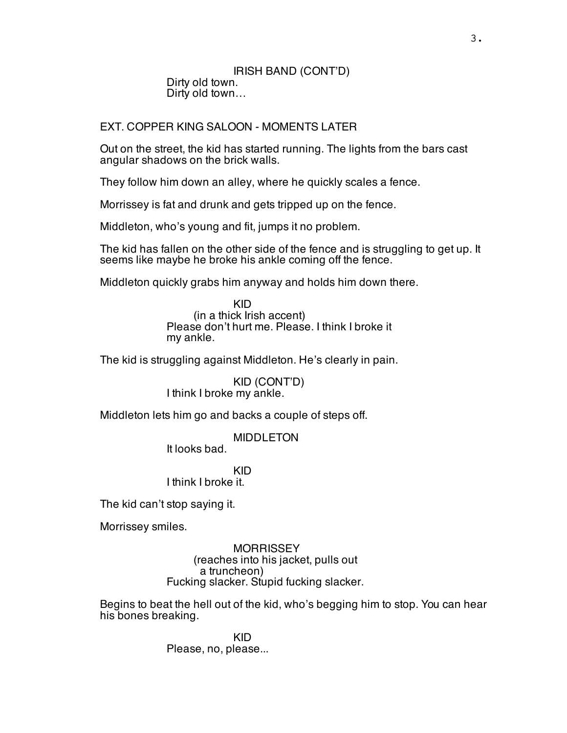IRISH BAND (CONT'D)
Dirty old town.
Dirty old town…

EXT. COPPER KING SALOON - MOMENTS LATER

Out on the street, the kid has started running. The lights from the bars cast angular shadows on the brick walls.

They follow him down an alley, where he quickly scales a fence.

Morrissey is fat and drunk and gets tripped up on the fence.

Middleton, who's young and fit, jumps it no problem.

The kid has fallen on the other side of the fence and is struggling to get up. It seems like maybe he broke his ankle coming off the fence.

Middleton quickly grabs him anyway and holds him down there.

KID
(in a thick Irish accent)
Please don't hurt me. Please. I think I broke it my ankle.

The kid is struggling against Middleton. He's clearly in pain.

KID (CONT'D)
I think I broke my ankle.

Middleton lets him go and backs a couple of steps off.

MIDDLETON
It looks bad.

KID
I think I broke it.

The kid can't stop saying it.

Morrissey smiles.

MORRISSEY
(reaches into his jacket, pulls out a truncheon)
Fucking slacker. Stupid fucking slacker.

Begins to beat the hell out of the kid, who's begging him to stop. You can hear his bones breaking.

KID
Please, no, please...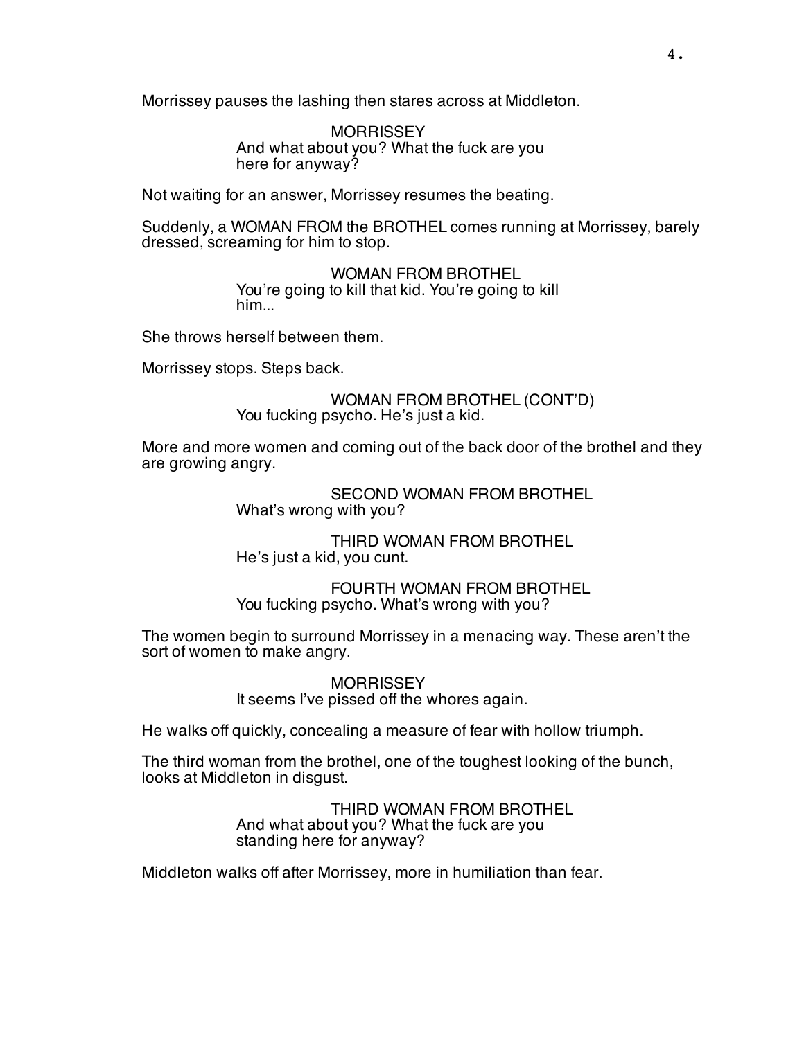Morrissey pauses the lashing then stares across at Middleton.

MORRISSEY
And what about you? What the fuck are you here for anyway?

Not waiting for an answer, Morrissey resumes the beating.

Suddenly, a WOMAN FROM the BROTHEL comes running at Morrissey, barely dressed, screaming for him to stop.

WOMAN FROM BROTHEL
You're going to kill that kid. You're going to kill him...

She throws herself between them.

Morrissey stops. Steps back.

WOMAN FROM BROTHEL (CONT'D)
You fucking psycho. He's just a kid.

More and more women and coming out of the back door of the brothel and they are growing angry.

SECOND WOMAN FROM BROTHEL
What's wrong with you?

THIRD WOMAN FROM BROTHEL
He's just a kid, you cunt.

FOURTH WOMAN FROM BROTHEL
You fucking psycho. What's wrong with you?

The women begin to surround Morrissey in a menacing way. These aren't the sort of women to make angry.

MORRISSEY
It seems I've pissed off the whores again.

He walks off quickly, concealing a measure of fear with hollow triumph.

The third woman from the brothel, one of the toughest looking of the bunch, looks at Middleton in disgust.

THIRD WOMAN FROM BROTHEL
And what about you? What the fuck are you standing here for anyway?

Middleton walks off after Morrissey, more in humiliation than fear.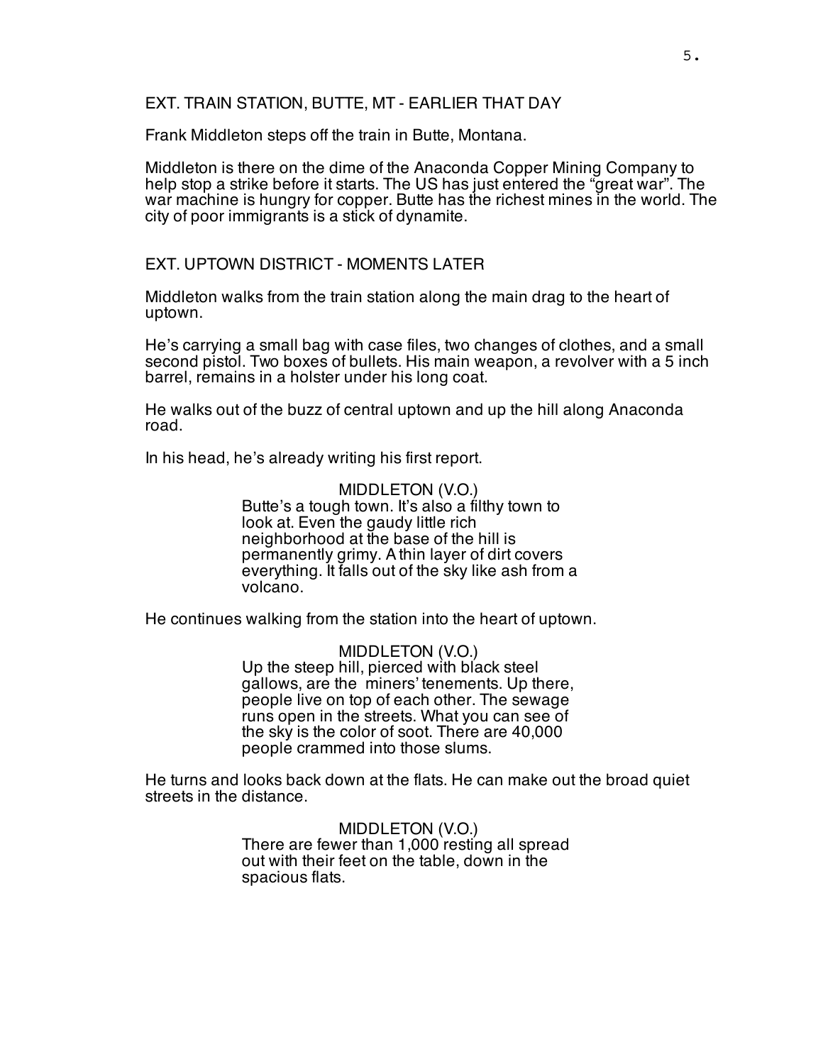EXT. TRAIN STATION, BUTTE, MT - EARLIER THAT DAY

Frank Middleton steps off the train in Butte, Montana.

Middleton is there on the dime of the Anaconda Copper Mining Company to help stop a strike before it starts. The US has just entered the "great war". The war machine is hungry for copper. Butte has the richest mines in the world. The city of poor immigrants is a stick of dynamite.

EXT. UPTOWN DISTRICT - MOMENTS LATER

Middleton walks from the train station along the main drag to the heart of uptown.

He's carrying a small bag with case files, two changes of clothes, and a small second pistol. Two boxes of bullets. His main weapon, a revolver with a 5 inch barrel, remains in a holster under his long coat.

He walks out of the buzz of central uptown and up the hill along Anaconda road.

In his head, he's already writing his first report.

MIDDLETON (V.O.)
Butte's a tough town. It's also a filthy town to look at. Even the gaudy little rich neighborhood at the base of the hill is permanently grimy. A thin layer of dirt covers everything. It falls out of the sky like ash from a volcano.

He continues walking from the station into the heart of uptown.

MIDDLETON (V.O.)
Up the steep hill, pierced with black steel gallows, are the miners' tenements. Up there, people live on top of each other. The sewage runs open in the streets. What you can see of the sky is the color of soot. There are 40,000 people crammed into those slums.

He turns and looks back down at the flats. He can make out the broad quiet streets in the distance.

MIDDLETON (V.O.)
There are fewer than 1,000 resting all spread out with their feet on the table, down in the spacious flats.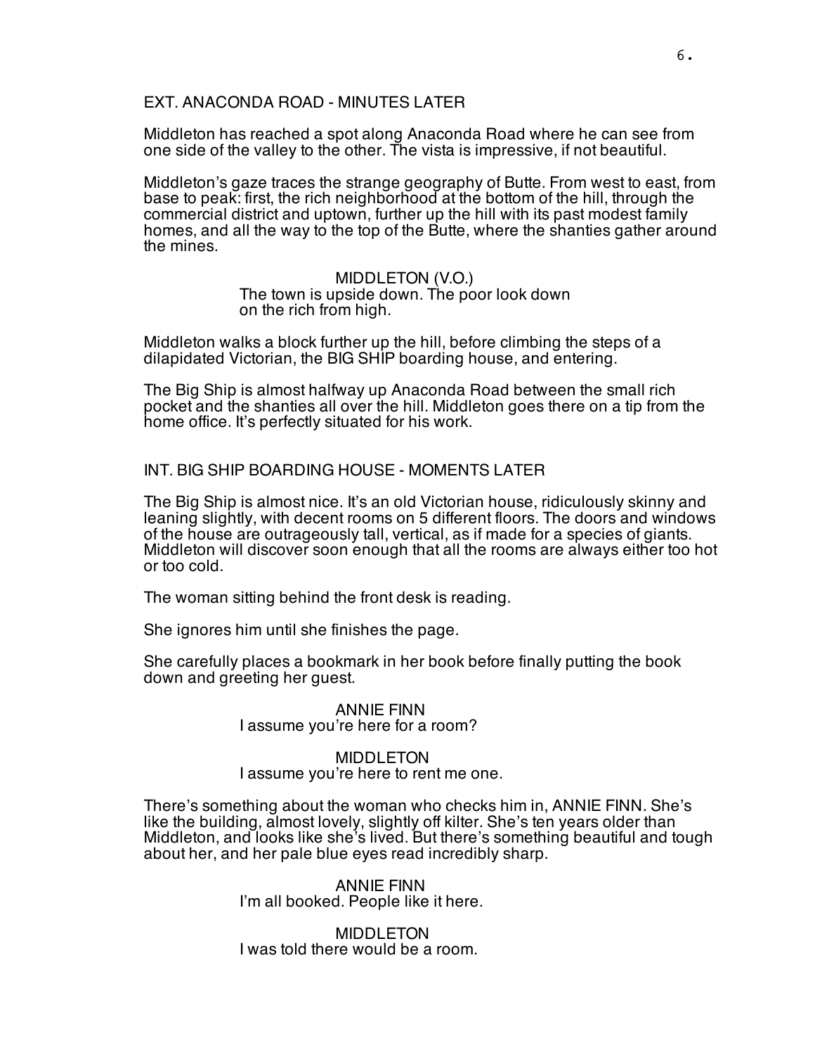EXT. ANACONDA ROAD - MINUTES LATER

Middleton has reached a spot along Anaconda Road where he can see from one side of the valley to the other. The vista is impressive, if not beautiful.

Middleton's gaze traces the strange geography of Butte. From west to east, from base to peak: first, the rich neighborhood at the bottom of the hill, through the commercial district and uptown, further up the hill with its past modest family homes, and all the way to the top of the Butte, where the shanties gather around the mines.

MIDDLETON (V.O.)
The town is upside down. The poor look down on the rich from high.

Middleton walks a block further up the hill, before climbing the steps of a dilapidated Victorian, the BIG SHIP boarding house, and entering.

The Big Ship is almost halfway up Anaconda Road between the small rich pocket and the shanties all over the hill. Middleton goes there on a tip from the home office. It's perfectly situated for his work.

INT. BIG SHIP BOARDING HOUSE - MOMENTS LATER

The Big Ship is almost nice. It's an old Victorian house, ridiculously skinny and leaning slightly, with decent rooms on 5 different floors. The doors and windows of the house are outrageously tall, vertical, as if made for a species of giants. Middleton will discover soon enough that all the rooms are always either too hot or too cold.

The woman sitting behind the front desk is reading.

She ignores him until she finishes the page.

She carefully places a bookmark in her book before finally putting the book down and greeting her guest.

ANNIE FINN
I assume you're here for a room?

MIDDLETON
I assume you're here to rent me one.

There's something about the woman who checks him in, ANNIE FINN. She's like the building, almost lovely, slightly off kilter. She's ten years older than Middleton, and looks like she's lived. But there's something beautiful and tough about her, and her pale blue eyes read incredibly sharp.

ANNIE FINN
I'm all booked. People like it here.

MIDDLETON
I was told there would be a room.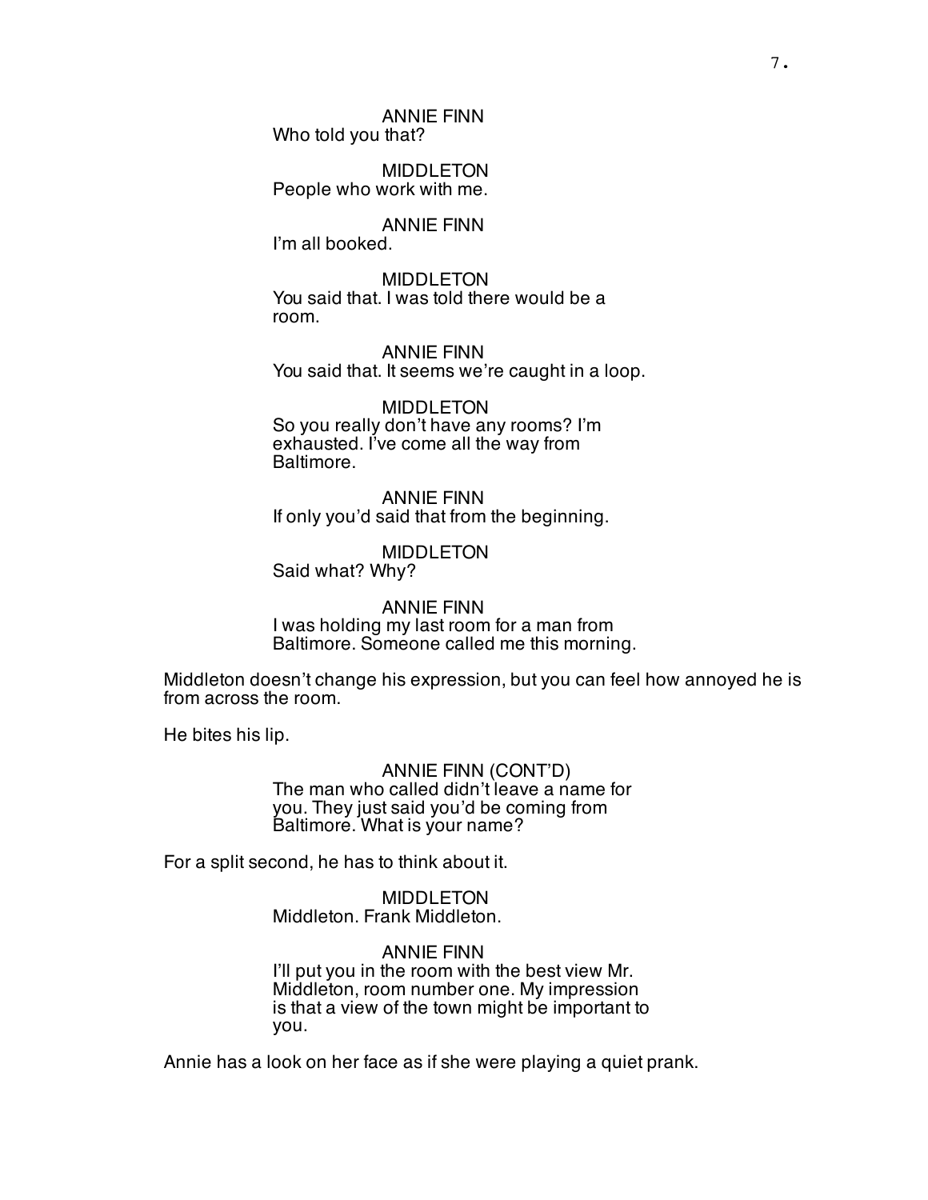ANNIE FINN
Who told you that?

MIDDLETON
People who work with me.

ANNIE FINN
I'm all booked.

MIDDLETON
You said that. I was told there would be a room.

ANNIE FINN
You said that. It seems we're caught in a loop.

MIDDLETON
So you really don't have any rooms? I'm exhausted. I've come all the way from Baltimore.

ANNIE FINN
If only you'd said that from the beginning.

MIDDLETON
Said what? Why?

ANNIE FINN
I was holding my last room for a man from Baltimore. Someone called me this morning.

Middleton doesn't change his expression, but you can feel how annoyed he is from across the room.

He bites his lip.

ANNIE FINN (CONT'D)
The man who called didn't leave a name for you. They just said you'd be coming from Baltimore. What is your name?

For a split second, he has to think about it.

MIDDLETON
Middleton. Frank Middleton.

ANNIE FINN
I'll put you in the room with the best view Mr. Middleton, room number one. My impression is that a view of the town might be important to you.

Annie has a look on her face as if she were playing a quiet prank.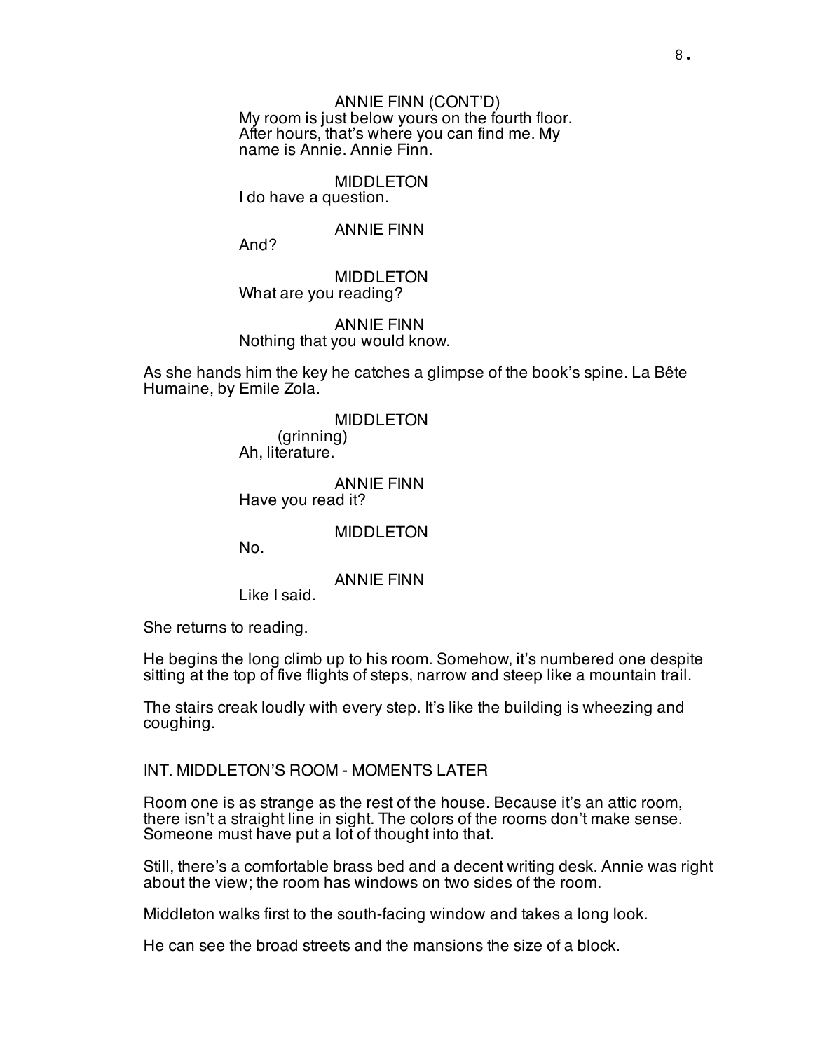ANNIE FINN (CONT'D)
My room is just below yours on the fourth floor. After hours, that's where you can find me. My name is Annie. Annie Finn.

MIDDLETON
I do have a question.

ANNIE FINN
And?

MIDDLETON
What are you reading?

ANNIE FINN
Nothing that you would know.

As she hands him the key he catches a glimpse of the book's spine. La Bête Humaine, by Emile Zola.

MIDDLETON
(grinning)
Ah, literature.

ANNIE FINN
Have you read it?

MIDDLETON
No.

ANNIE FINN
Like I said.

She returns to reading.

He begins the long climb up to his room. Somehow, it's numbered one despite sitting at the top of five flights of steps, narrow and steep like a mountain trail.

The stairs creak loudly with every step. It's like the building is wheezing and coughing.

INT. MIDDLETON'S ROOM - MOMENTS LATER

Room one is as strange as the rest of the house. Because it's an attic room, there isn't a straight line in sight. The colors of the rooms don't make sense. Someone must have put a lot of thought into that.

Still, there's a comfortable brass bed and a decent writing desk. Annie was right about the view; the room has windows on two sides of the room.

Middleton walks first to the south-facing window and takes a long look.

He can see the broad streets and the mansions the size of a block.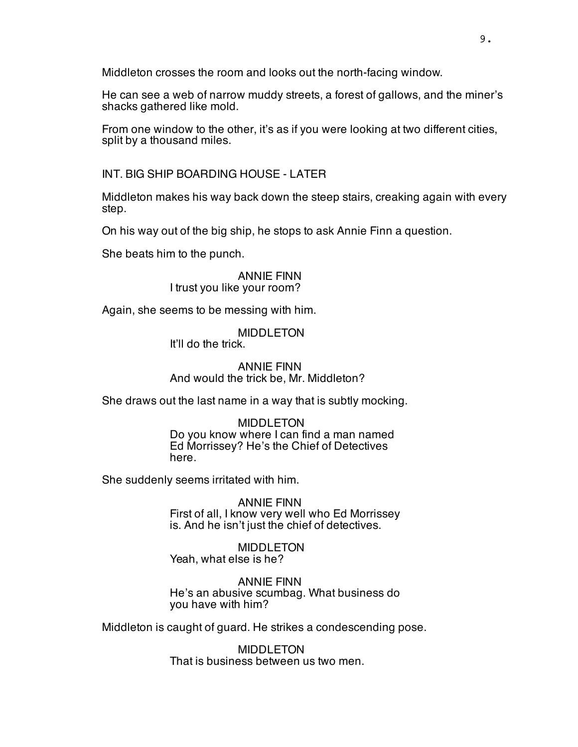Middleton crosses the room and looks out the north-facing window.

He can see a web of narrow muddy streets, a forest of gallows, and the miner's shacks gathered like mold.

From one window to the other, it's as if you were looking at two different cities, split by a thousand miles.

INT. BIG SHIP BOARDING HOUSE - LATER

Middleton makes his way back down the steep stairs, creaking again with every step.

On his way out of the big ship, he stops to ask Annie Finn a question.

She beats him to the punch.

ANNIE FINN
I trust you like your room?

Again, she seems to be messing with him.

MIDDLETON
It'll do the trick.

ANNIE FINN
And would the trick be, Mr. Middleton?

She draws out the last name in a way that is subtly mocking.

MIDDLETON
Do you know where I can find a man named Ed Morrissey? He's the Chief of Detectives here.

She suddenly seems irritated with him.

ANNIE FINN
First of all, I know very well who Ed Morrissey is. And he isn't just the chief of detectives.

MIDDLETON
Yeah, what else is he?

ANNIE FINN
He's an abusive scumbag. What business do you have with him?

Middleton is caught of guard. He strikes a condescending pose.

MIDDLETON
That is business between us two men.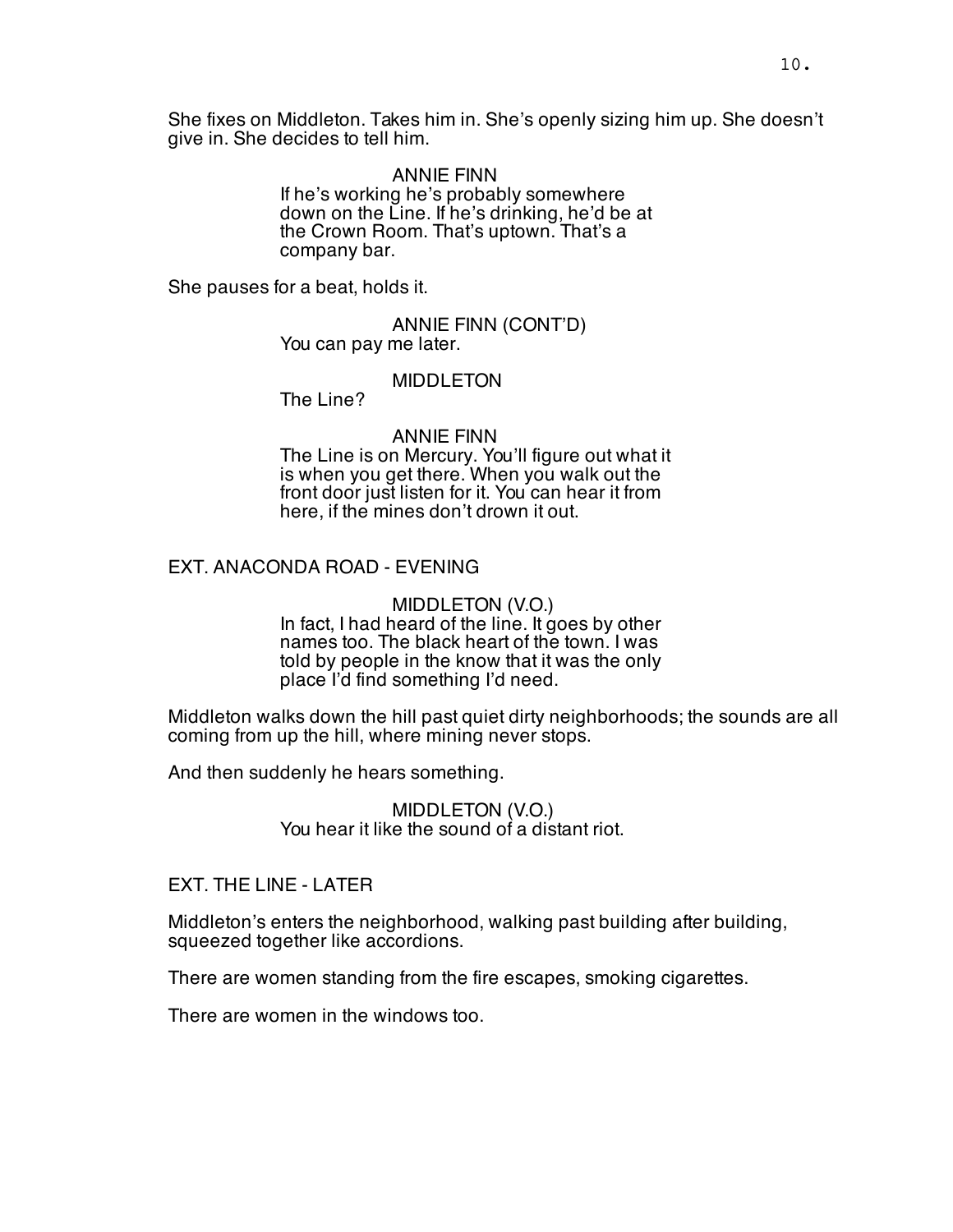She fixes on Middleton. Takes him in. She's openly sizing him up. She doesn't give in. She decides to tell him.

ANNIE FINN
If he's working he's probably somewhere down on the Line. If he's drinking, he'd be at the Crown Room. That's uptown. That's a company bar.

She pauses for a beat, holds it.

ANNIE FINN (CONT'D)
You can pay me later.

MIDDLETON
The Line?

ANNIE FINN
The Line is on Mercury. You'll figure out what it is when you get there. When you walk out the front door just listen for it. You can hear it from here, if the mines don't drown it out.

EXT. ANACONDA ROAD - EVENING

MIDDLETON (V.O.)
In fact, I had heard of the line. It goes by other names too. The black heart of the town. I was told by people in the know that it was the only place I'd find something I'd need.

Middleton walks down the hill past quiet dirty neighborhoods; the sounds are all coming from up the hill, where mining never stops.

And then suddenly he hears something.

MIDDLETON (V.O.)
You hear it like the sound of a distant riot.

EXT. THE LINE - LATER

Middleton's enters the neighborhood, walking past building after building, squeezed together like accordions.

There are women standing from the fire escapes, smoking cigarettes.

There are women in the windows too.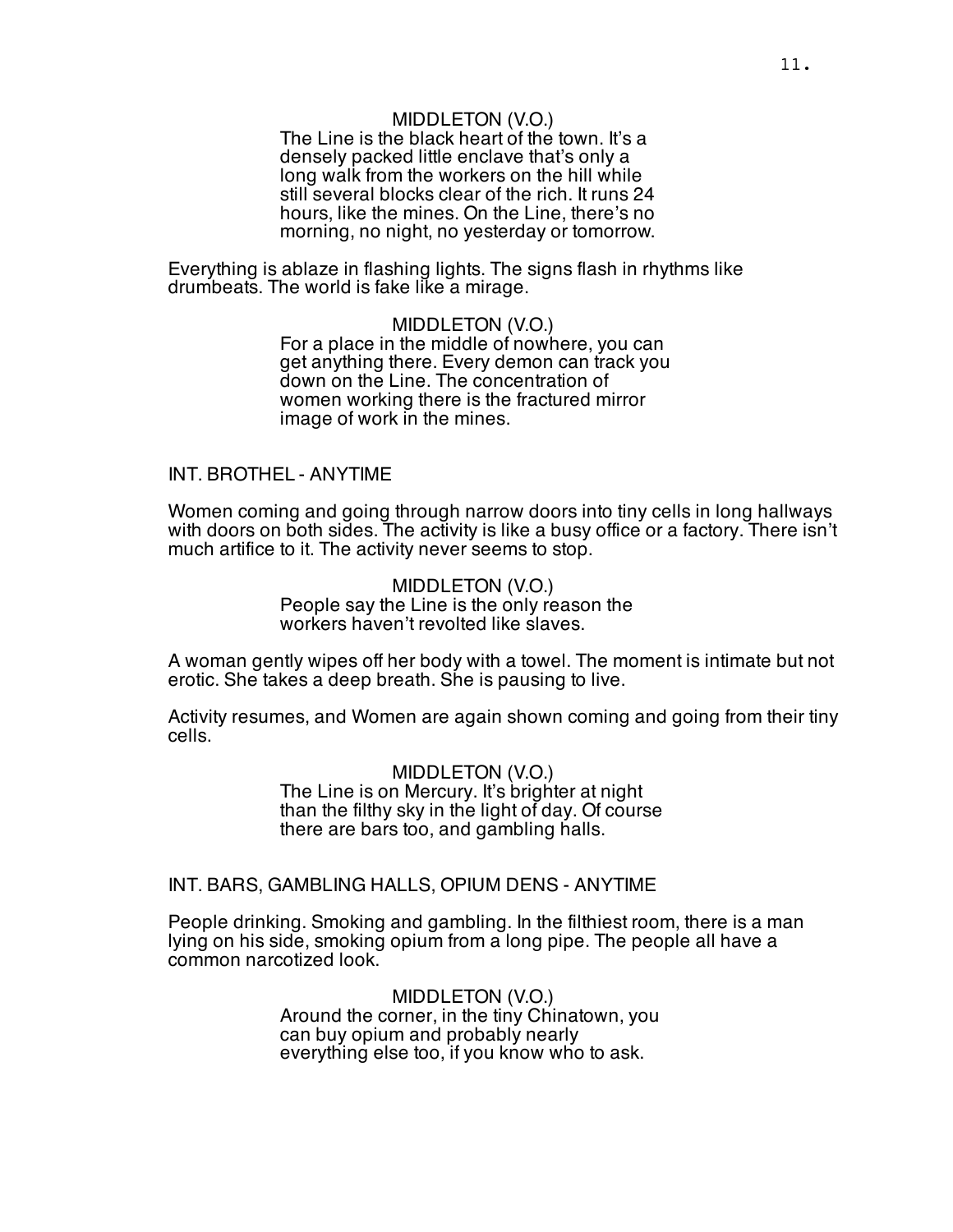MIDDLETON (V.O.)
The Line is the black heart of the town. It's a densely packed little enclave that's only a long walk from the workers on the hill while still several blocks clear of the rich. It runs 24 hours, like the mines. On the Line, there's no morning, no night, no yesterday or tomorrow.

Everything is ablaze in flashing lights. The signs flash in rhythms like drumbeats. The world is fake like a mirage.

MIDDLETON (V.O.)
For a place in the middle of nowhere, you can get anything there. Every demon can track you down on the Line. The concentration of women working there is the fractured mirror image of work in the mines.

INT. BROTHEL - ANYTIME

Women coming and going through narrow doors into tiny cells in long hallways with doors on both sides. The activity is like a busy office or a factory. There isn't much artifice to it. The activity never seems to stop.

MIDDLETON (V.O.)
People say the Line is the only reason the workers haven't revolted like slaves.

A woman gently wipes off her body with a towel. The moment is intimate but not erotic. She takes a deep breath. She is pausing to live.

Activity resumes, and Women are again shown coming and going from their tiny cells.

MIDDLETON (V.O.)
The Line is on Mercury. It's brighter at night than the filthy sky in the light of day. Of course there are bars too, and gambling halls.

INT. BARS, GAMBLING HALLS, OPIUM DENS - ANYTIME

People drinking. Smoking and gambling. In the filthiest room, there is a man lying on his side, smoking opium from a long pipe. The people all have a common narcotized look.

MIDDLETON (V.O.)
Around the corner, in the tiny Chinatown, you can buy opium and probably nearly everything else too, if you know who to ask.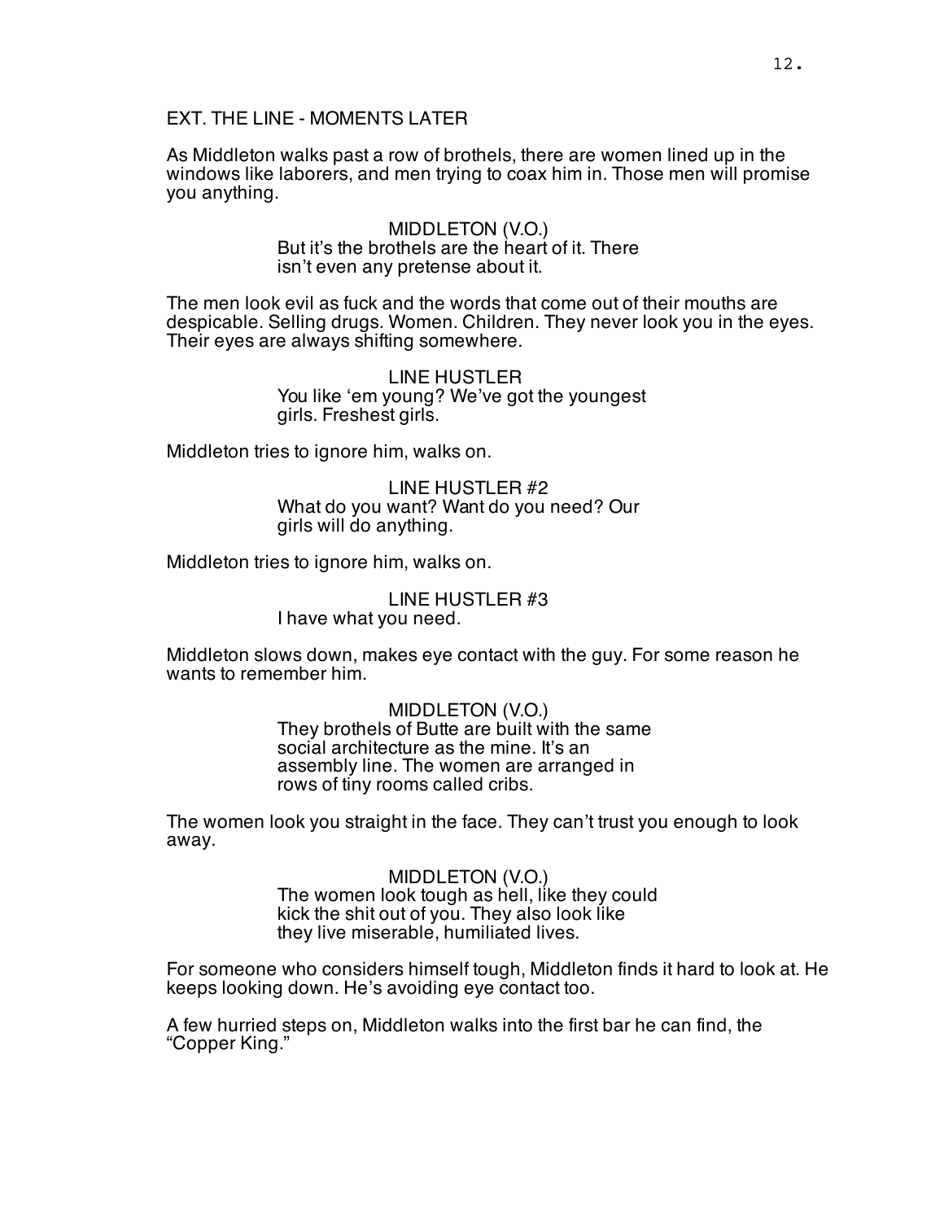EXT. THE LINE - MOMENTS LATER

As Middleton walks past a row of brothels, there are women lined up in the windows like laborers, and men trying to coax him in. Those men will promise you anything.

MIDDLETON (V.O.)
But it's the brothels are the heart of it. There isn't even any pretense about it.

The men look evil as fuck and the words that come out of their mouths are despicable. Selling drugs. Women. Children. They never look you in the eyes. Their eyes are always shifting somewhere.

LINE HUSTLER
You like 'em young? We've got the youngest girls. Freshest girls.

Middleton tries to ignore him, walks on.

LINE HUSTLER #2
What do you want? Want do you need? Our girls will do anything.

Middleton tries to ignore him, walks on.

LINE HUSTLER #3
I have what you need.

Middleton slows down, makes eye contact with the guy. For some reason he wants to remember him.

MIDDLETON (V.O.)
They brothels of Butte are built with the same social architecture as the mine. It's an assembly line. The women are arranged in rows of tiny rooms called cribs.

The women look you straight in the face. They can't trust you enough to look away.

MIDDLETON (V.O.)
The women look tough as hell, like they could kick the shit out of you. They also look like they live miserable, humiliated lives.

For someone who considers himself tough, Middleton finds it hard to look at. He keeps looking down. He's avoiding eye contact too.

A few hurried steps on, Middleton walks into the first bar he can find, the "Copper King."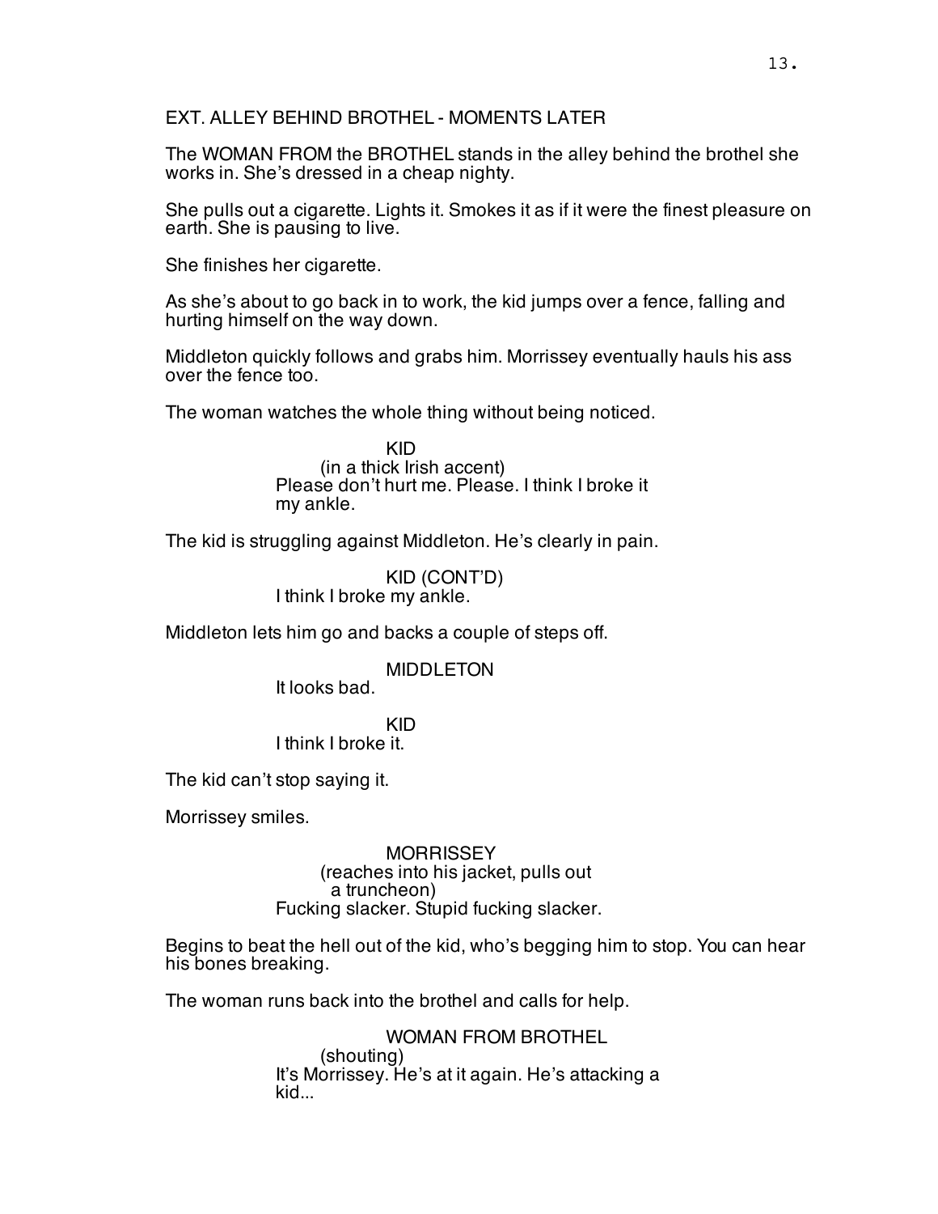EXT. ALLEY BEHIND BROTHEL - MOMENTS LATER

The WOMAN FROM the BROTHEL stands in the alley behind the brothel she works in. She's dressed in a cheap nighty.

She pulls out a cigarette. Lights it. Smokes it as if it were the finest pleasure on earth. She is pausing to live.

She finishes her cigarette.

As she's about to go back in to work, the kid jumps over a fence, falling and hurting himself on the way down.

Middleton quickly follows and grabs him. Morrissey eventually hauls his ass over the fence too.

The woman watches the whole thing without being noticed.

KID
(in a thick Irish accent)
Please don't hurt me. Please. I think I broke it my ankle.

The kid is struggling against Middleton. He's clearly in pain.

KID (CONT'D)
I think I broke my ankle.

Middleton lets him go and backs a couple of steps off.

MIDDLETON
It looks bad.

KID
I think I broke it.

The kid can't stop saying it.

Morrissey smiles.

MORRISSEY
(reaches into his jacket, pulls out a truncheon)
Fucking slacker. Stupid fucking slacker.

Begins to beat the hell out of the kid, who's begging him to stop. You can hear his bones breaking.

The woman runs back into the brothel and calls for help.

WOMAN FROM BROTHEL
(shouting)
It's Morrissey. He's at it again. He's attacking a kid...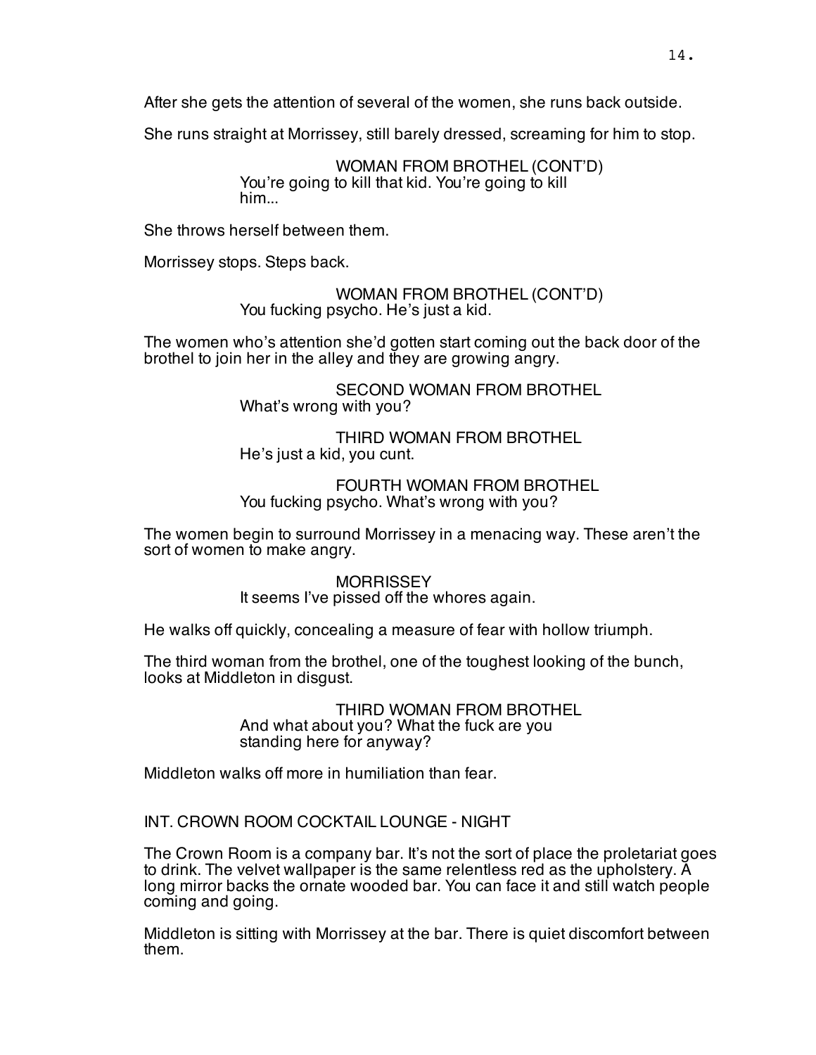After she gets the attention of several of the women, she runs back outside.

She runs straight at Morrissey, still barely dressed, screaming for him to stop.

WOMAN FROM BROTHEL (CONT'D)
You're going to kill that kid. You're going to kill him...

She throws herself between them.

Morrissey stops. Steps back.

WOMAN FROM BROTHEL (CONT'D)
You fucking psycho. He's just a kid.

The women who's attention she'd gotten start coming out the back door of the brothel to join her in the alley and they are growing angry.

SECOND WOMAN FROM BROTHEL
What's wrong with you?

THIRD WOMAN FROM BROTHEL
He's just a kid, you cunt.

FOURTH WOMAN FROM BROTHEL
You fucking psycho. What's wrong with you?

The women begin to surround Morrissey in a menacing way. These aren't the sort of women to make angry.

MORRISSEY
It seems I've pissed off the whores again.

He walks off quickly, concealing a measure of fear with hollow triumph.

The third woman from the brothel, one of the toughest looking of the bunch, looks at Middleton in disgust.

THIRD WOMAN FROM BROTHEL
And what about you? What the fuck are you standing here for anyway?

Middleton walks off more in humiliation than fear.

INT. CROWN ROOM COCKTAIL LOUNGE - NIGHT

The Crown Room is a company bar. It's not the sort of place the proletariat goes to drink. The velvet wallpaper is the same relentless red as the upholstery. A long mirror backs the ornate wooded bar. You can face it and still watch people coming and going.

Middleton is sitting with Morrissey at the bar. There is quiet discomfort between them.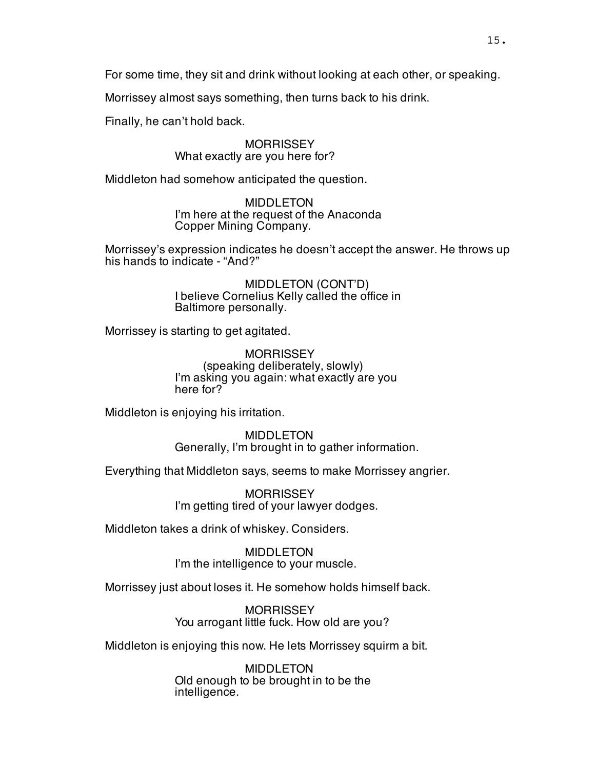For some time, they sit and drink without looking at each other, or speaking.

Morrissey almost says something, then turns back to his drink.

Finally, he can't hold back.

MORRISSEY
What exactly are you here for?

Middleton had somehow anticipated the question.

MIDDLETON
I'm here at the request of the Anaconda Copper Mining Company.

Morrissey's expression indicates he doesn't accept the answer. He throws up his hands to indicate - "And?"

MIDDLETON (CONT'D)
I believe Cornelius Kelly called the office in Baltimore personally.

Morrissey is starting to get agitated.

MORRISSEY
(speaking deliberately, slowly)
I'm asking you again: what exactly are you here for?

Middleton is enjoying his irritation.

MIDDLETON
Generally, I'm brought in to gather information.

Everything that Middleton says, seems to make Morrissey angrier.

MORRISSEY
I'm getting tired of your lawyer dodges.

Middleton takes a drink of whiskey. Considers.

MIDDLETON
I'm the intelligence to your muscle.

Morrissey just about loses it. He somehow holds himself back.

MORRISSEY
You arrogant little fuck. How old are you?

Middleton is enjoying this now. He lets Morrissey squirm a bit.

MIDDLETON
Old enough to be brought in to be the intelligence.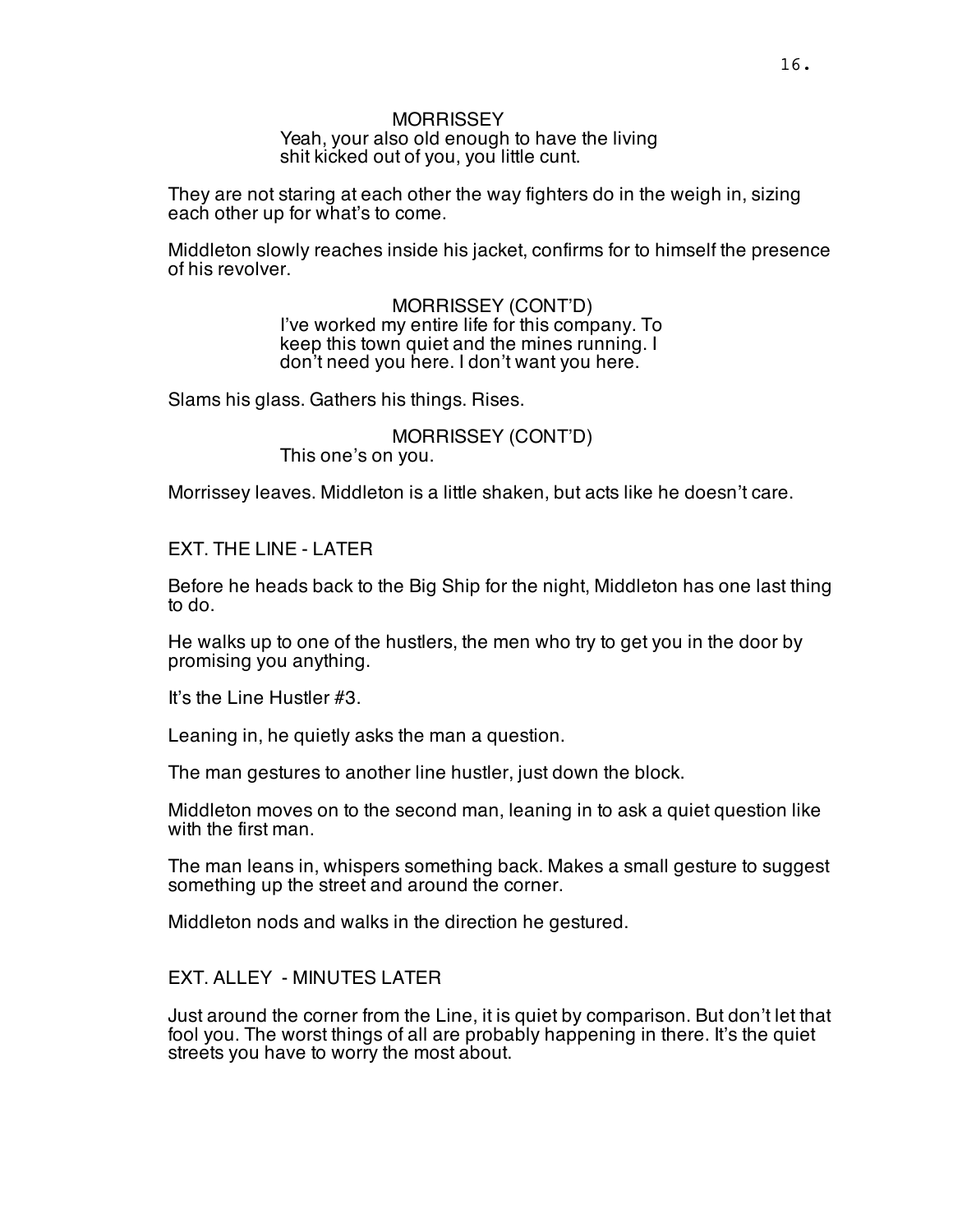MORRISSEY
Yeah, your also old enough to have the living shit kicked out of you, you little cunt.

They are not staring at each other the way fighters do in the weigh in, sizing each other up for what's to come.

Middleton slowly reaches inside his jacket, confirms for to himself the presence of his revolver.

MORRISSEY (CONT'D)
I've worked my entire life for this company. To keep this town quiet and the mines running. I don't need you here. I don't want you here.

Slams his glass. Gathers his things. Rises.

MORRISSEY (CONT'D)
This one's on you.

Morrissey leaves. Middleton is a little shaken, but acts like he doesn't care.

EXT. THE LINE - LATER

Before he heads back to the Big Ship for the night, Middleton has one last thing to do.

He walks up to one of the hustlers, the men who try to get you in the door by promising you anything.

It's the Line Hustler #3.

Leaning in, he quietly asks the man a question.

The man gestures to another line hustler, just down the block.

Middleton moves on to the second man, leaning in to ask a quiet question like with the first man.

The man leans in, whispers something back. Makes a small gesture to suggest something up the street and around the corner.

Middleton nods and walks in the direction he gestured.

EXT. ALLEY - MINUTES LATER

Just around the corner from the Line, it is quiet by comparison. But don't let that fool you. The worst things of all are probably happening in there. It's the quiet streets you have to worry the most about.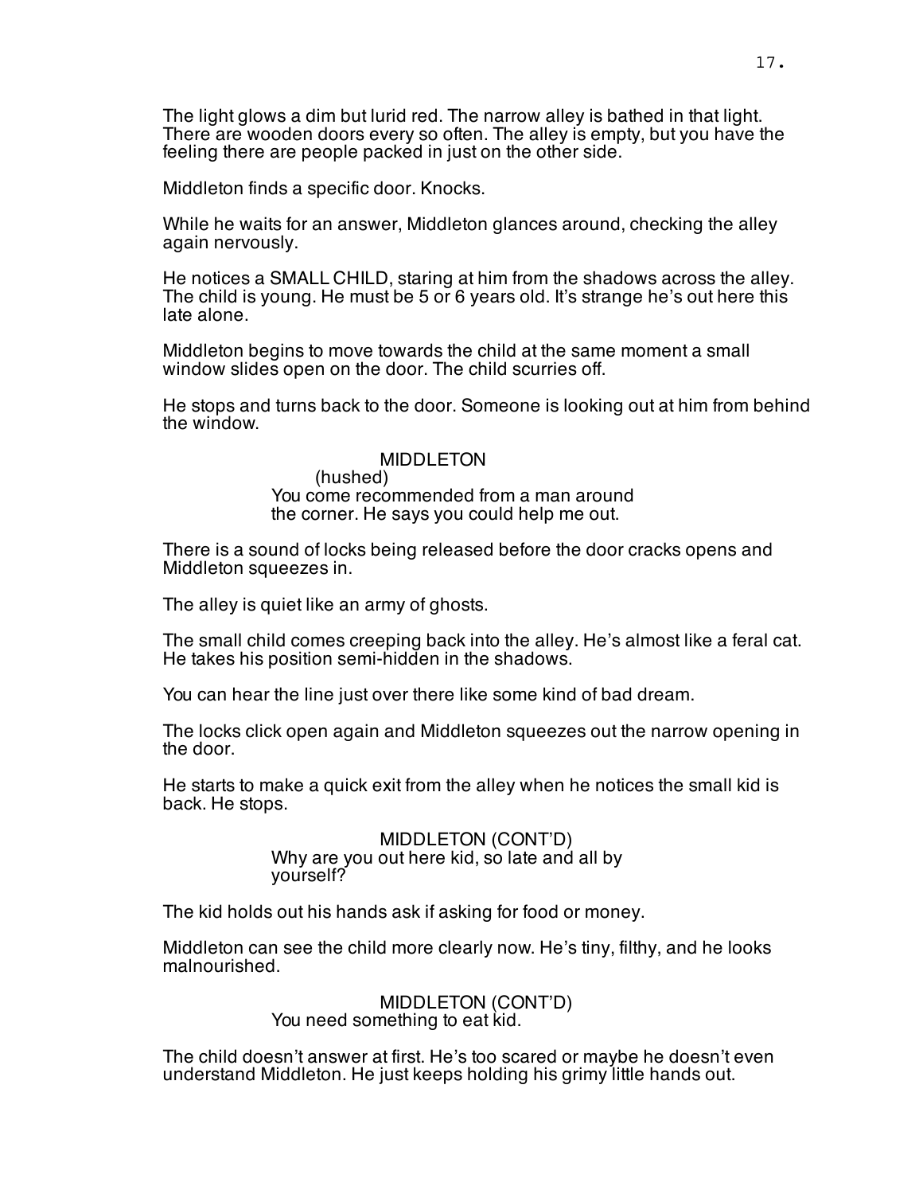The light glows a dim but lurid red. The narrow alley is bathed in that light. There are wooden doors every so often. The alley is empty, but you have the feeling there are people packed in just on the other side.

Middleton finds a specific door. Knocks.

While he waits for an answer, Middleton glances around, checking the alley again nervously.

He notices a SMALL CHILD, staring at him from the shadows across the alley. The child is young. He must be 5 or 6 years old. It's strange he's out here this late alone.

Middleton begins to move towards the child at the same moment a small window slides open on the door. The child scurries off.

He stops and turns back to the door. Someone is looking out at him from behind the window.

MIDDLETON
(hushed)
You come recommended from a man around the corner. He says you could help me out.

There is a sound of locks being released before the door cracks opens and Middleton squeezes in.

The alley is quiet like an army of ghosts.

The small child comes creeping back into the alley. He's almost like a feral cat. He takes his position semi-hidden in the shadows.

You can hear the line just over there like some kind of bad dream.

The locks click open again and Middleton squeezes out the narrow opening in the door.

He starts to make a quick exit from the alley when he notices the small kid is back. He stops.

MIDDLETON (CONT'D)
Why are you out here kid, so late and all by yourself?

The kid holds out his hands ask if asking for food or money.

Middleton can see the child more clearly now. He's tiny, filthy, and he looks malnourished.

MIDDLETON (CONT'D)
You need something to eat kid.

The child doesn't answer at first. He's too scared or maybe he doesn't even understand Middleton. He just keeps holding his grimy little hands out.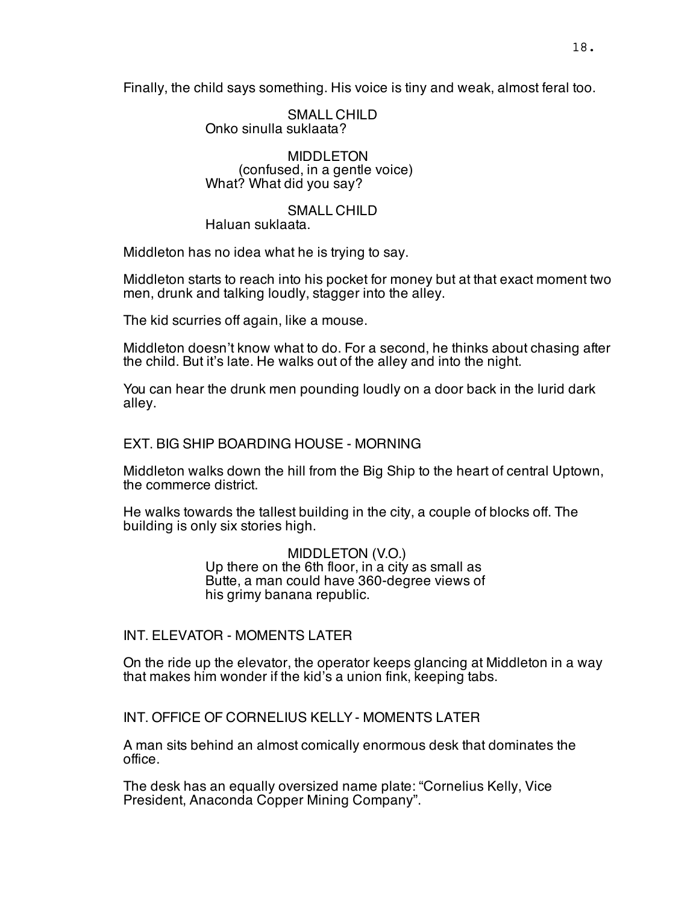Finally, the child says something. His voice is tiny and weak, almost feral too.

SMALL CHILD
Onko sinulla suklaata?

MIDDLETON
(confused, in a gentle voice)
What? What did you say?

SMALL CHILD
Haluan suklaata.

Middleton has no idea what he is trying to say.

Middleton starts to reach into his pocket for money but at that exact moment two men, drunk and talking loudly, stagger into the alley.

The kid scurries off again, like a mouse.

Middleton doesn't know what to do. For a second, he thinks about chasing after the child. But it's late. He walks out of the alley and into the night.

You can hear the drunk men pounding loudly on a door back in the lurid dark alley.

EXT. BIG SHIP BOARDING HOUSE - MORNING

Middleton walks down the hill from the Big Ship to the heart of central Uptown, the commerce district.

He walks towards the tallest building in the city, a couple of blocks off. The building is only six stories high.

MIDDLETON (V.O.)
Up there on the 6th floor, in a city as small as Butte, a man could have 360-degree views of his grimy banana republic.

INT. ELEVATOR - MOMENTS LATER

On the ride up the elevator, the operator keeps glancing at Middleton in a way that makes him wonder if the kid's a union fink, keeping tabs.

INT. OFFICE OF CORNELIUS KELLY - MOMENTS LATER

A man sits behind an almost comically enormous desk that dominates the office.

The desk has an equally oversized name plate: "Cornelius Kelly, Vice President, Anaconda Copper Mining Company".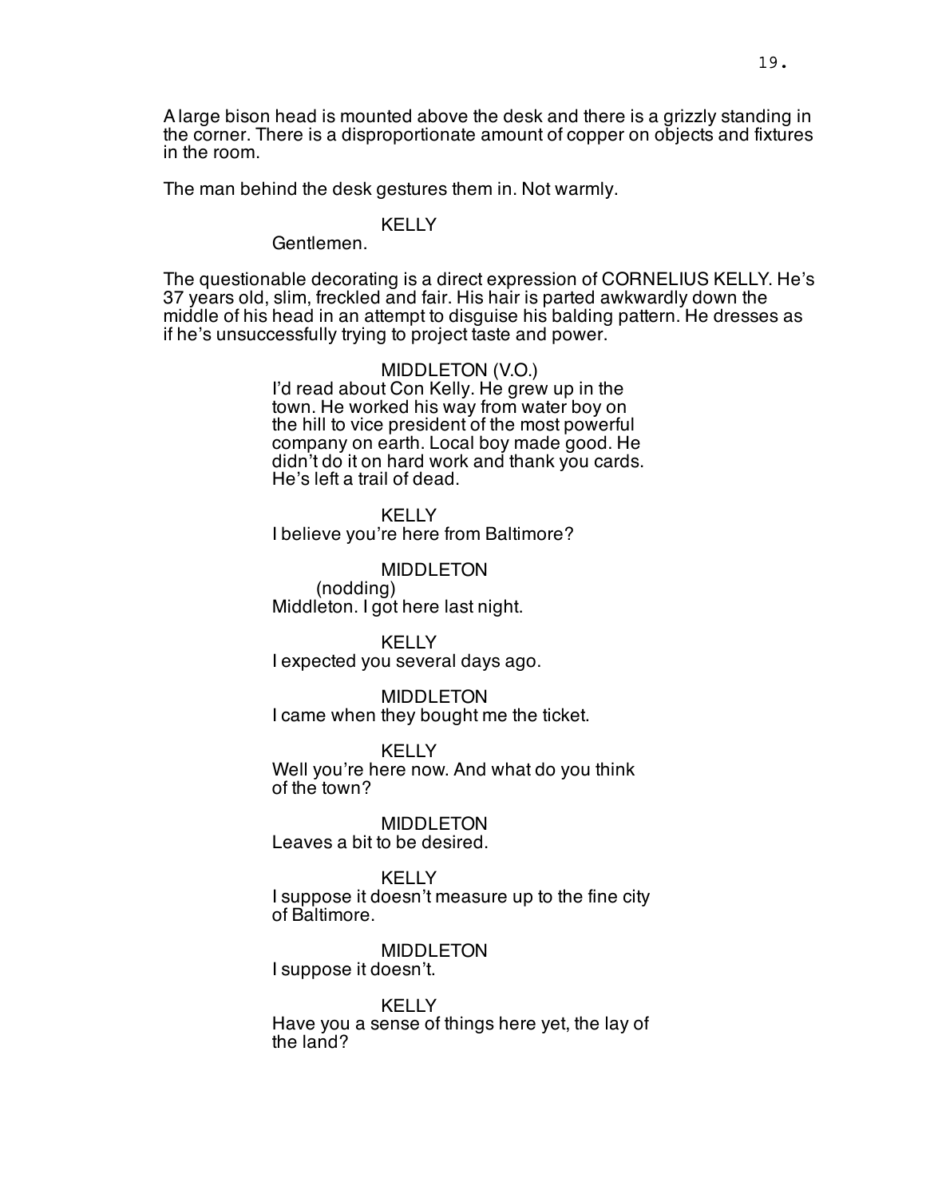A large bison head is mounted above the desk and there is a grizzly standing in the corner. There is a disproportionate amount of copper on objects and fixtures in the room.

The man behind the desk gestures them in. Not warmly.

KELLY
Gentlemen.

The questionable decorating is a direct expression of CORNELIUS KELLY. He's 37 years old, slim, freckled and fair. His hair is parted awkwardly down the middle of his head in an attempt to disguise his balding pattern. He dresses as if he's unsuccessfully trying to project taste and power.

MIDDLETON (V.O.)
I'd read about Con Kelly. He grew up in the town. He worked his way from water boy on the hill to vice president of the most powerful company on earth. Local boy made good. He didn't do it on hard work and thank you cards. He's left a trail of dead.

KELLY
I believe you're here from Baltimore?

MIDDLETON
(nodding)
Middleton. I got here last night.

KELLY
I expected you several days ago.

MIDDLETON
I came when they bought me the ticket.

KELLY
Well you're here now. And what do you think of the town?

MIDDLETON
Leaves a bit to be desired.

KELLY
I suppose it doesn't measure up to the fine city of Baltimore.

MIDDLETON
I suppose it doesn't.

KELLY
Have you a sense of things here yet, the lay of the land?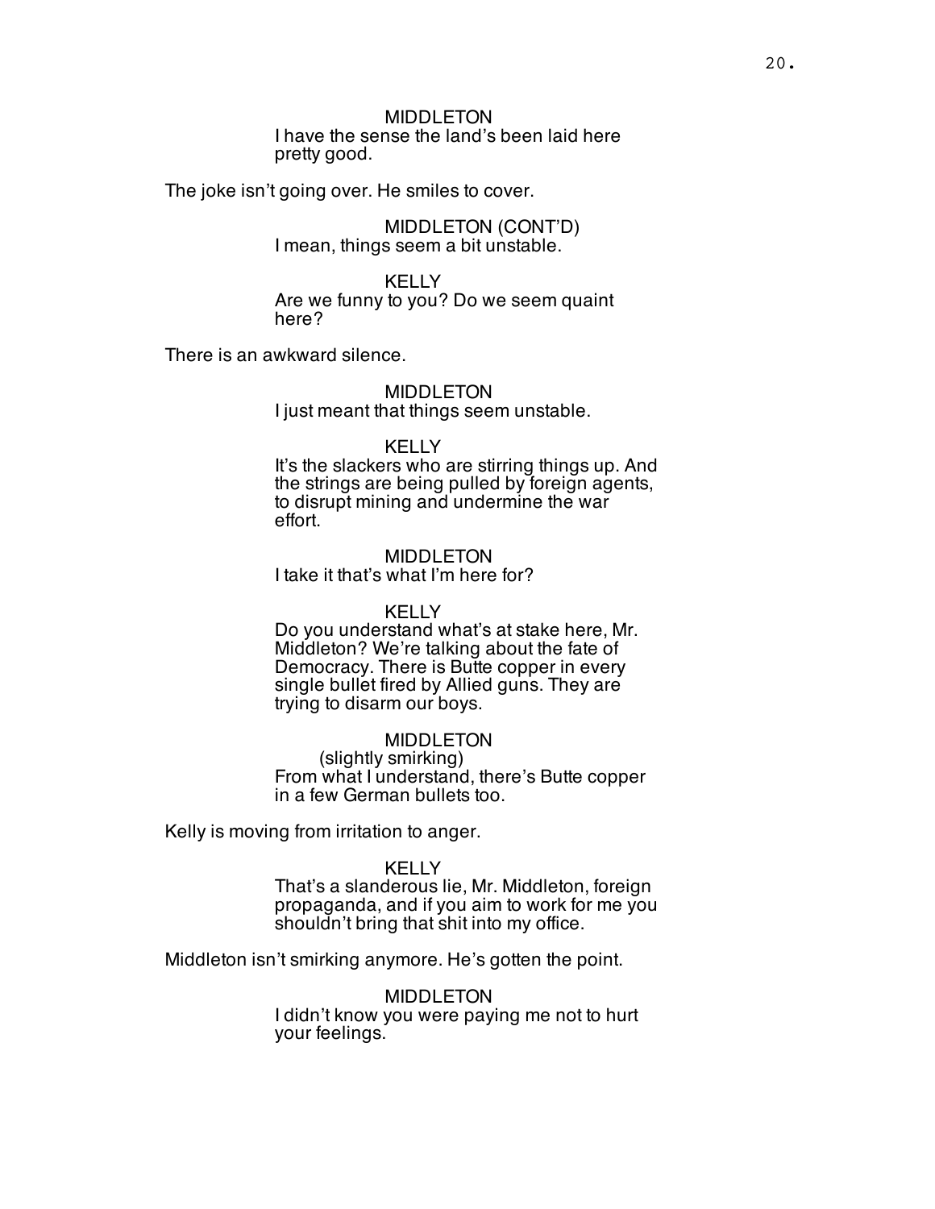MIDDLETON
I have the sense the land's been laid here pretty good.

The joke isn't going over. He smiles to cover.

MIDDLETON (CONT'D)
I mean, things seem a bit unstable.

KELLY
Are we funny to you? Do we seem quaint here?

There is an awkward silence.

MIDDLETON
I just meant that things seem unstable.

KELLY
It's the slackers who are stirring things up. And the strings are being pulled by foreign agents, to disrupt mining and undermine the war effort.

MIDDLETON
I take it that's what I'm here for?

KELLY
Do you understand what's at stake here, Mr. Middleton? We're talking about the fate of Democracy. There is Butte copper in every single bullet fired by Allied guns. They are trying to disarm our boys.

MIDDLETON
(slightly smirking)
From what I understand, there's Butte copper in a few German bullets too.

Kelly is moving from irritation to anger.

KELLY
That's a slanderous lie, Mr. Middleton, foreign propaganda, and if you aim to work for me you shouldn't bring that shit into my office.

Middleton isn't smirking anymore. He's gotten the point.

MIDDLETON
I didn't know you were paying me not to hurt your feelings.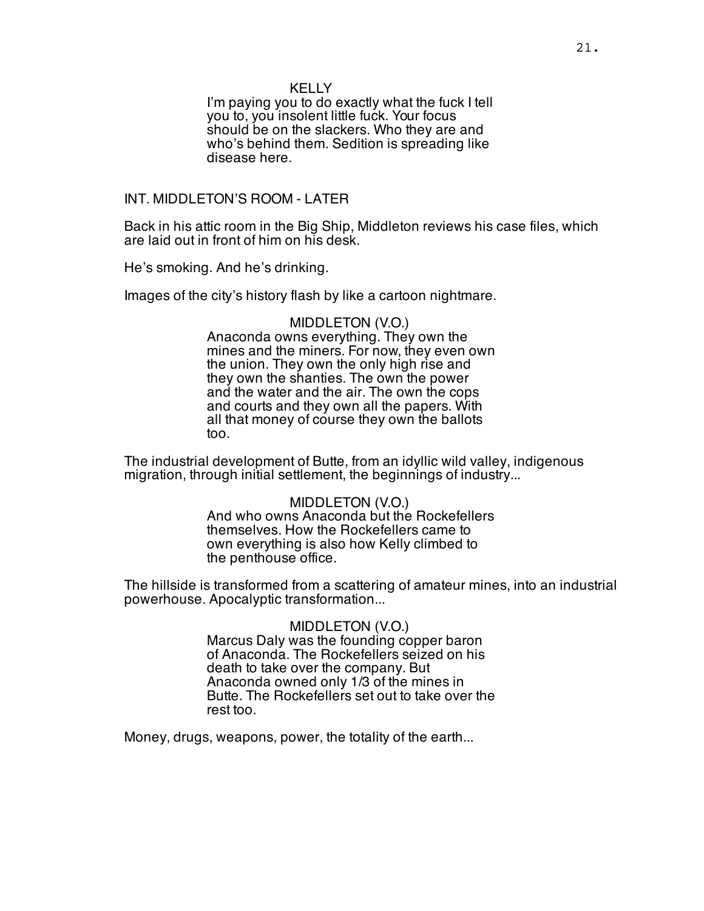KELLY

I'm paying you to do exactly what the fuck I tell you to, you insolent little fuck. Your focus should be on the slackers. Who they are and who's behind them. Sedition is spreading like disease here.

INT. MIDDLETON'S ROOM - LATER

Back in his attic room in the Big Ship, Middleton reviews his case files, which are laid out in front of him on his desk.

He's smoking. And he's drinking.

Images of the city's history flash by like a cartoon nightmare.

MIDDLETON (V.O.)

Anaconda owns everything. They own the mines and the miners. For now, they even own the union. They own the only high rise and they own the shanties. The own the power and the water and the air. The own the cops and courts and they own all the papers. With all that money of course they own the ballots too.

The industrial development of Butte, from an idyllic wild valley, indigenous migration, through initial settlement, the beginnings of industry...

MIDDLETON (V.O.)

And who owns Anaconda but the Rockefellers themselves. How the Rockefellers came to own everything is also how Kelly climbed to the penthouse office.

The hillside is transformed from a scattering of amateur mines, into an industrial powerhouse. Apocalyptic transformation...

MIDDLETON (V.O.)

Marcus Daly was the founding copper baron of Anaconda. The Rockefellers seized on his death to take over the company. But Anaconda owned only 1/3 of the mines in Butte. The Rockefellers set out to take over the rest too.

Money, drugs, weapons, power, the totality of the earth...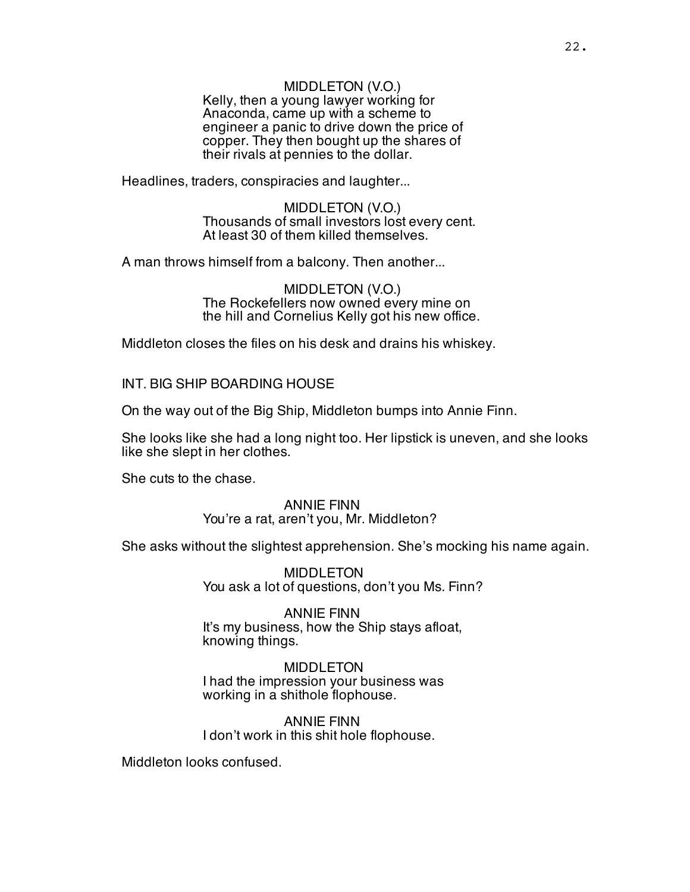MIDDLETON (V.O.)
Kelly, then a young lawyer working for Anaconda, came up with a scheme to engineer a panic to drive down the price of copper. They then bought up the shares of their rivals at pennies to the dollar.

Headlines, traders, conspiracies and laughter...

MIDDLETON (V.O.)
Thousands of small investors lost every cent. At least 30 of them killed themselves.

A man throws himself from a balcony. Then another...

MIDDLETON (V.O.)
The Rockefellers now owned every mine on the hill and Cornelius Kelly got his new office.

Middleton closes the files on his desk and drains his whiskey.

INT. BIG SHIP BOARDING HOUSE

On the way out of the Big Ship, Middleton bumps into Annie Finn.

She looks like she had a long night too. Her lipstick is uneven, and she looks like she slept in her clothes.

She cuts to the chase.

ANNIE FINN
You're a rat, aren't you, Mr. Middleton?

She asks without the slightest apprehension. She's mocking his name again.

MIDDLETON
You ask a lot of questions, don't you Ms. Finn?

ANNIE FINN
It's my business, how the Ship stays afloat, knowing things.

MIDDLETON
I had the impression your business was working in a shithole flophouse.

ANNIE FINN
I don't work in this shit hole flophouse.

Middleton looks confused.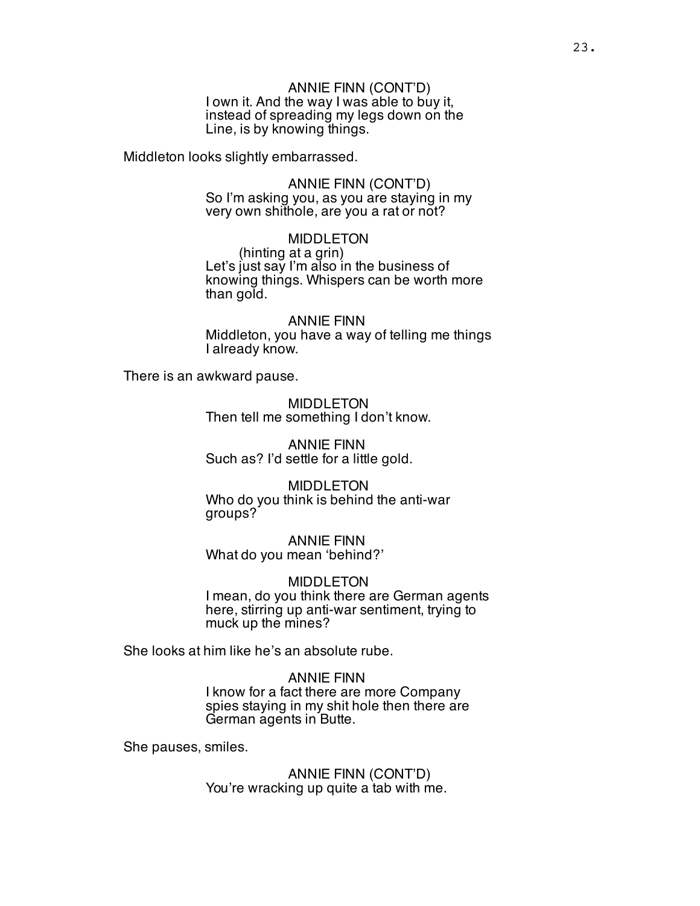ANNIE FINN (CONT'D)
I own it. And the way I was able to buy it, instead of spreading my legs down on the Line, is by knowing things.

Middleton looks slightly embarrassed.

ANNIE FINN (CONT'D)
So I'm asking you, as you are staying in my very own shithole, are you a rat or not?

MIDDLETON
(hinting at a grin)
Let's just say I'm also in the business of knowing things. Whispers can be worth more than gold.

ANNIE FINN
Middleton, you have a way of telling me things I already know.

There is an awkward pause.

MIDDLETON
Then tell me something I don't know.

ANNIE FINN
Such as? I'd settle for a little gold.

MIDDLETON
Who do you think is behind the anti-war groups?

ANNIE FINN
What do you mean 'behind?'

MIDDLETON
I mean, do you think there are German agents here, stirring up anti-war sentiment, trying to muck up the mines?

She looks at him like he's an absolute rube.

ANNIE FINN
I know for a fact there are more Company spies staying in my shit hole then there are German agents in Butte.

She pauses, smiles.

ANNIE FINN (CONT'D)
You're wracking up quite a tab with me.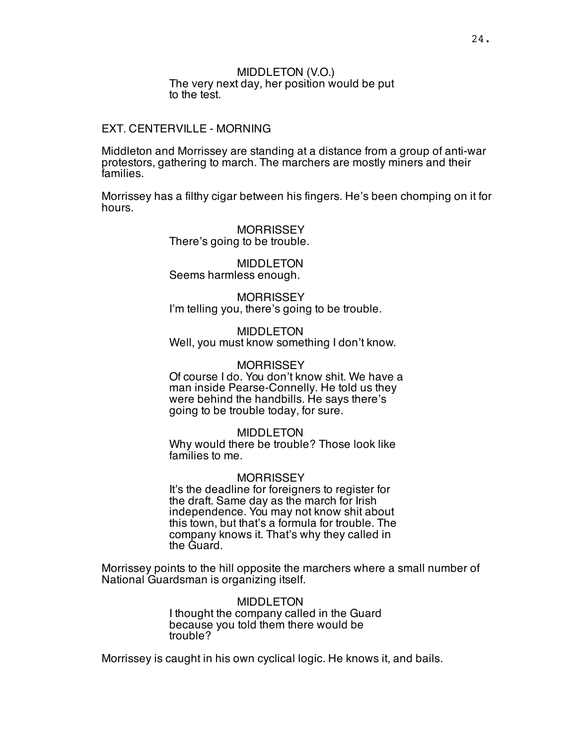MIDDLETON (V.O.)
The very next day, her position would be put to the test.

EXT. CENTERVILLE - MORNING

Middleton and Morrissey are standing at a distance from a group of anti-war protestors, gathering to march. The marchers are mostly miners and their families.

Morrissey has a filthy cigar between his fingers. He's been chomping on it for hours.

MORRISSEY
There's going to be trouble.

MIDDLETON
Seems harmless enough.

MORRISSEY
I'm telling you, there's going to be trouble.

MIDDLETON
Well, you must know something I don't know.

MORRISSEY
Of course I do. You don't know shit. We have a man inside Pearse-Connelly. He told us they were behind the handbills. He says there's going to be trouble today, for sure.

MIDDLETON
Why would there be trouble? Those look like families to me.

MORRISSEY
It's the deadline for foreigners to register for the draft. Same day as the march for Irish independence. You may not know shit about this town, but that's a formula for trouble. The company knows it. That's why they called in the Guard.

Morrissey points to the hill opposite the marchers where a small number of National Guardsman is organizing itself.

MIDDLETON
I thought the company called in the Guard because you told them there would be trouble?

Morrissey is caught in his own cyclical logic. He knows it, and bails.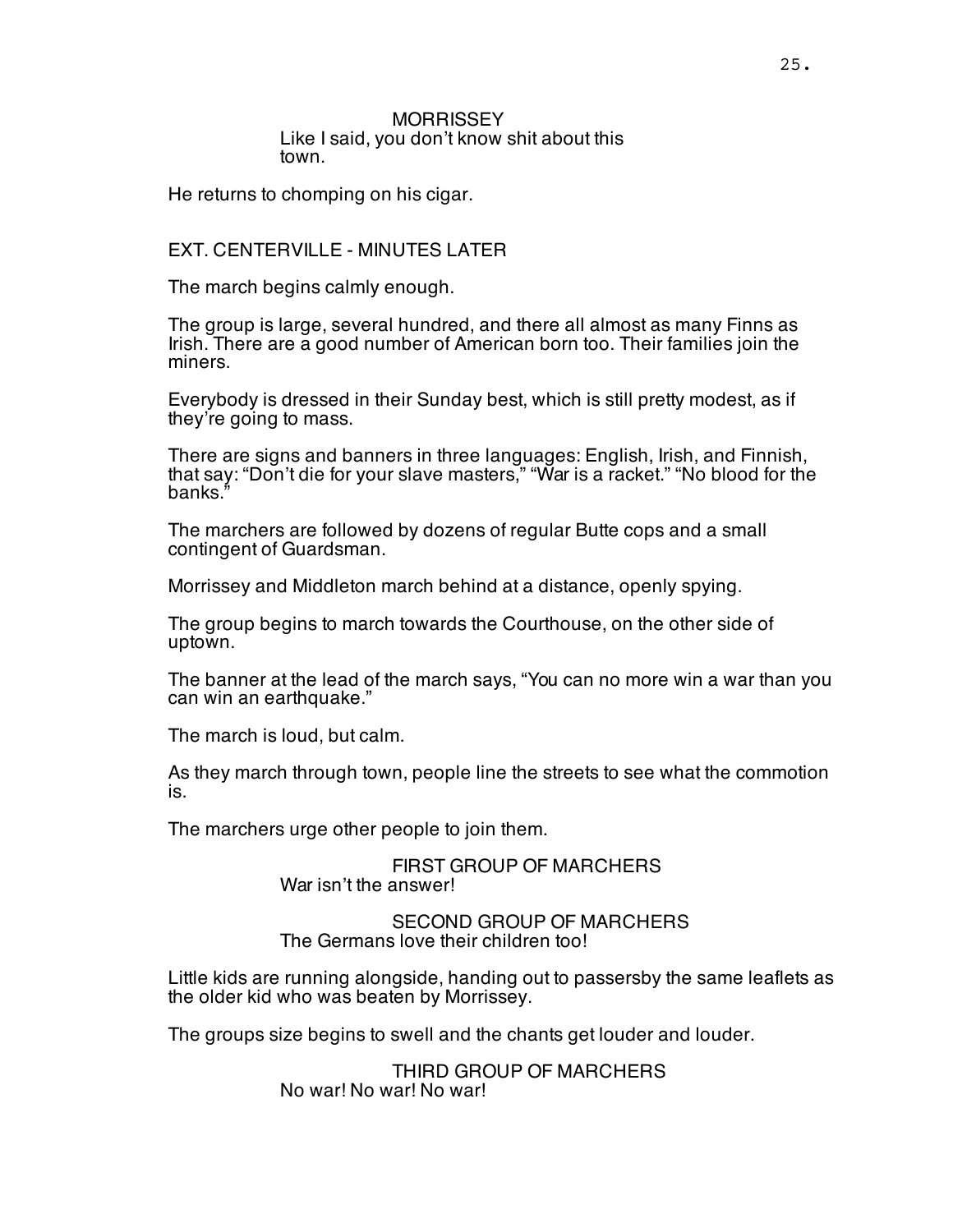MORRISSEY
Like I said, you don't know shit about this town.

He returns to chomping on his cigar.

EXT. CENTERVILLE - MINUTES LATER

The march begins calmly enough.

The group is large, several hundred, and there all almost as many Finns as Irish. There are a good number of American born too. Their families join the miners.

Everybody is dressed in their Sunday best, which is still pretty modest, as if they're going to mass.

There are signs and banners in three languages: English, Irish, and Finnish, that say: "Don't die for your slave masters," "War is a racket." "No blood for the banks."

The marchers are followed by dozens of regular Butte cops and a small contingent of Guardsman.

Morrissey and Middleton march behind at a distance, openly spying.

The group begins to march towards the Courthouse, on the other side of uptown.

The banner at the lead of the march says, "You can no more win a war than you can win an earthquake."

The march is loud, but calm.

As they march through town, people line the streets to see what the commotion is.

The marchers urge other people to join them.

FIRST GROUP OF MARCHERS
War isn't the answer!

SECOND GROUP OF MARCHERS
The Germans love their children too!

Little kids are running alongside, handing out to passersby the same leaflets as the older kid who was beaten by Morrissey.

The groups size begins to swell and the chants get louder and louder.

THIRD GROUP OF MARCHERS
No war! No war! No war!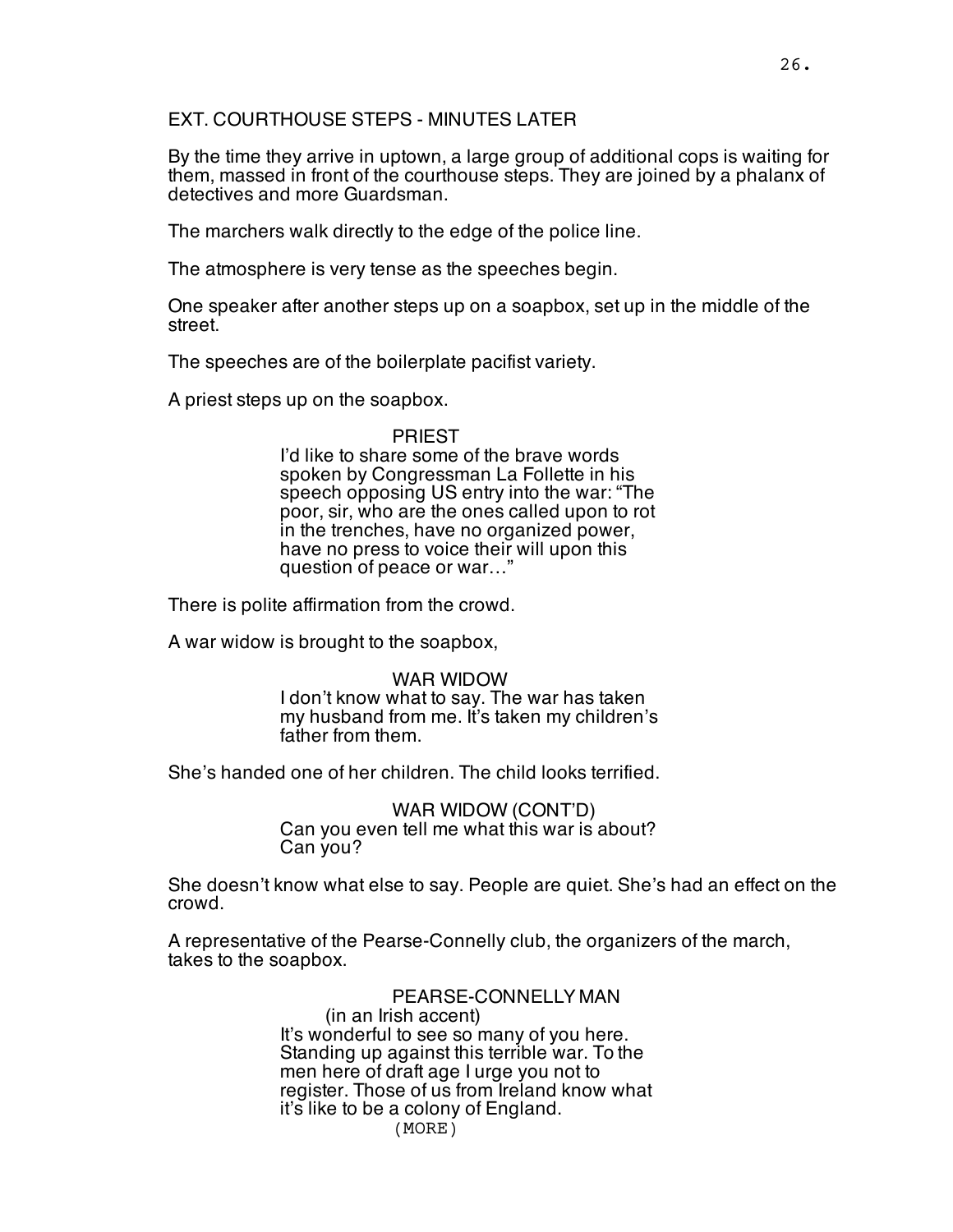EXT. COURTHOUSE STEPS - MINUTES LATER

By the time they arrive in uptown, a large group of additional cops is waiting for them, massed in front of the courthouse steps. They are joined by a phalanx of detectives and more Guardsman.

The marchers walk directly to the edge of the police line.

The atmosphere is very tense as the speeches begin.

One speaker after another steps up on a soapbox, set up in the middle of the street.

The speeches are of the boilerplate pacifist variety.

A priest steps up on the soapbox.

PRIEST
I'd like to share some of the brave words spoken by Congressman La Follette in his speech opposing US entry into the war: "The poor, sir, who are the ones called upon to rot in the trenches, have no organized power, have no press to voice their will upon this question of peace or war…"

There is polite affirmation from the crowd.

A war widow is brought to the soapbox,

WAR WIDOW
I don't know what to say. The war has taken my husband from me. It's taken my children's father from them.

She's handed one of her children. The child looks terrified.

WAR WIDOW (CONT'D)
Can you even tell me what this war is about? Can you?

She doesn't know what else to say. People are quiet. She's had an effect on the crowd.

A representative of the Pearse-Connelly club, the organizers of the march, takes to the soapbox.

PEARSE-CONNELLY MAN
(in an Irish accent)
It's wonderful to see so many of you here. Standing up against this terrible war. To the men here of draft age I urge you not to register. Those of us from Ireland know what it's like to be a colony of England.
(MORE)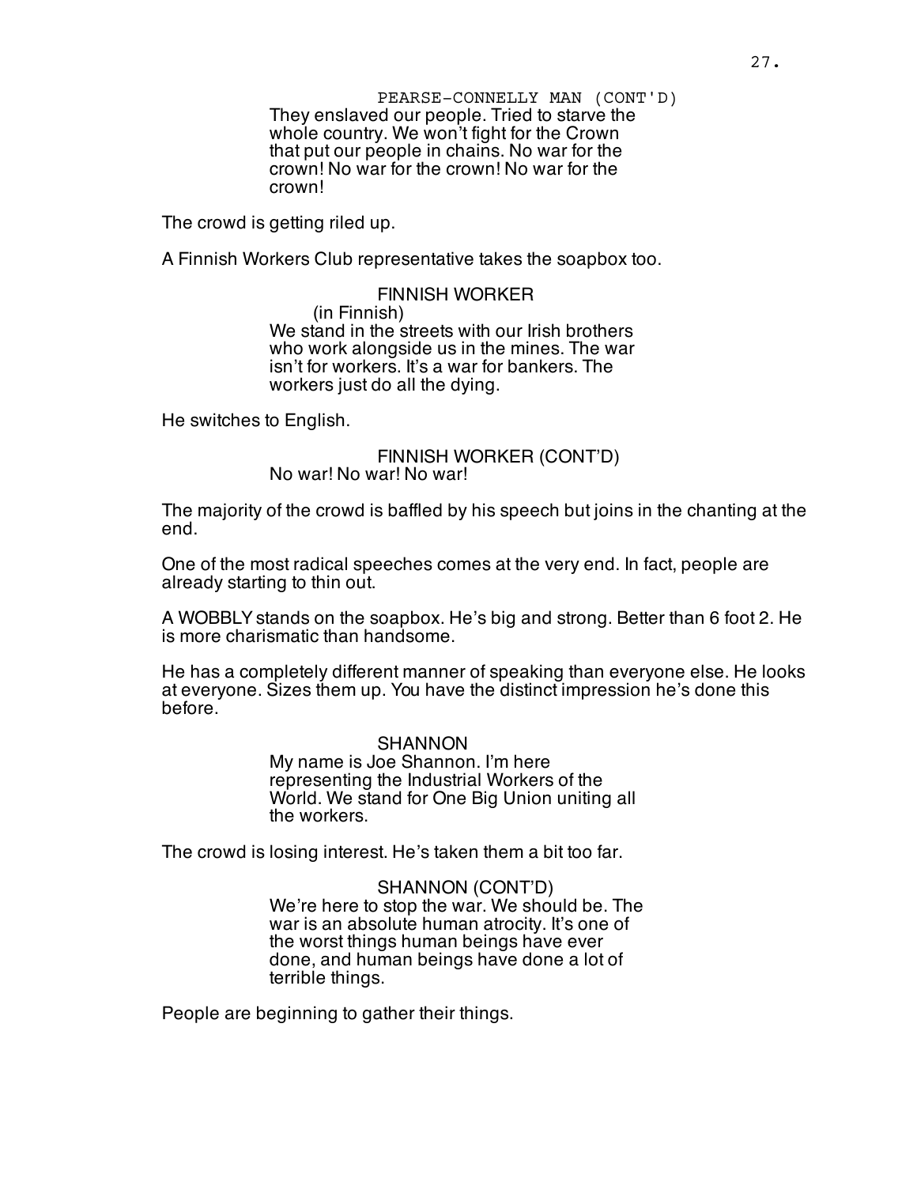PEARSE-CONNELLY MAN (CONT'D)
They enslaved our people. Tried to starve the whole country. We won't fight for the Crown that put our people in chains. No war for the crown! No war for the crown! No war for the crown!

The crowd is getting riled up.

A Finnish Workers Club representative takes the soapbox too.

FINNISH WORKER
(in Finnish)
We stand in the streets with our Irish brothers who work alongside us in the mines. The war isn't for workers. It's a war for bankers. The workers just do all the dying.

He switches to English.

FINNISH WORKER (CONT'D)
No war! No war! No war!

The majority of the crowd is baffled by his speech but joins in the chanting at the end.

One of the most radical speeches comes at the very end. In fact, people are already starting to thin out.

A WOBBLY stands on the soapbox. He's big and strong. Better than 6 foot 2. He is more charismatic than handsome.

He has a completely different manner of speaking than everyone else. He looks at everyone. Sizes them up. You have the distinct impression he's done this before.

SHANNON
My name is Joe Shannon. I'm here representing the Industrial Workers of the World. We stand for One Big Union uniting all the workers.

The crowd is losing interest. He's taken them a bit too far.

SHANNON (CONT'D)
We're here to stop the war. We should be. The war is an absolute human atrocity. It's one of the worst things human beings have ever done, and human beings have done a lot of terrible things.

People are beginning to gather their things.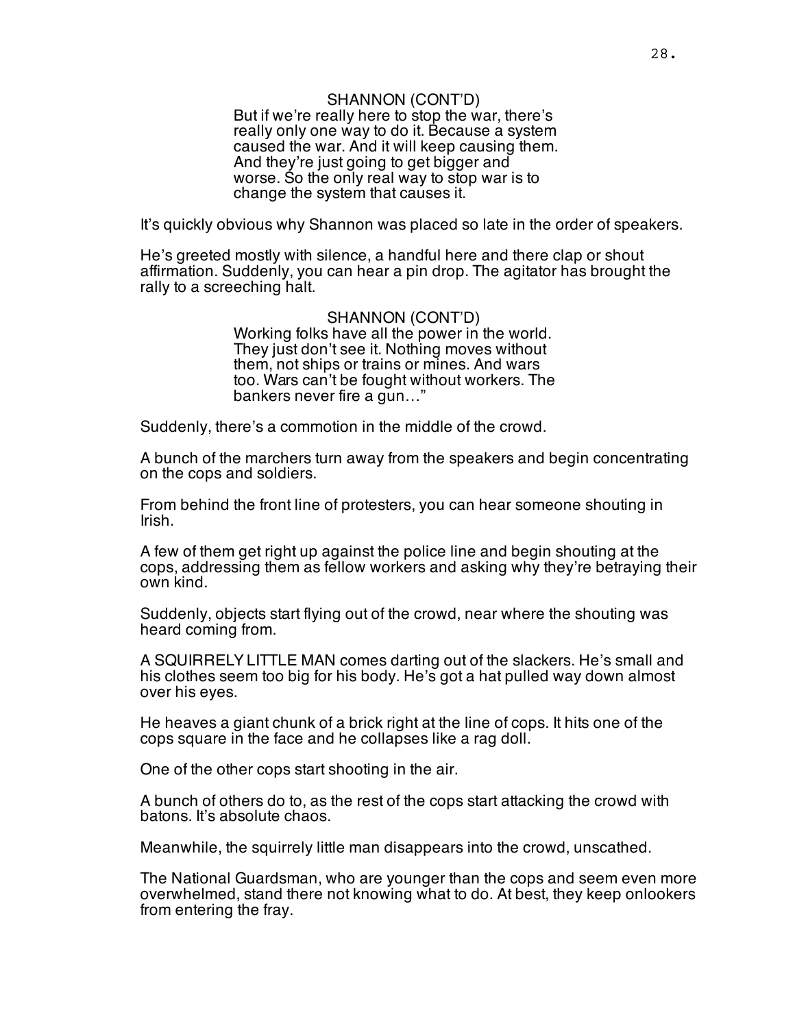SHANNON (CONT'D)
But if we're really here to stop the war, there's really only one way to do it. Because a system caused the war. And it will keep causing them. And they're just going to get bigger and worse. So the only real way to stop war is to change the system that causes it.

It's quickly obvious why Shannon was placed so late in the order of speakers.

He's greeted mostly with silence, a handful here and there clap or shout affirmation. Suddenly, you can hear a pin drop. The agitator has brought the rally to a screeching halt.

SHANNON (CONT'D)
Working folks have all the power in the world. They just don't see it. Nothing moves without them, not ships or trains or mines. And wars too. Wars can't be fought without workers. The bankers never fire a gun…"

Suddenly, there's a commotion in the middle of the crowd.

A bunch of the marchers turn away from the speakers and begin concentrating on the cops and soldiers.

From behind the front line of protesters, you can hear someone shouting in Irish.

A few of them get right up against the police line and begin shouting at the cops, addressing them as fellow workers and asking why they're betraying their own kind.

Suddenly, objects start flying out of the crowd, near where the shouting was heard coming from.

A SQUIRRELY LITTLE MAN comes darting out of the slackers. He's small and his clothes seem too big for his body. He's got a hat pulled way down almost over his eyes.

He heaves a giant chunk of a brick right at the line of cops. It hits one of the cops square in the face and he collapses like a rag doll.

One of the other cops start shooting in the air.

A bunch of others do to, as the rest of the cops start attacking the crowd with batons. It's absolute chaos.

Meanwhile, the squirrely little man disappears into the crowd, unscathed.

The National Guardsman, who are younger than the cops and seem even more overwhelmed, stand there not knowing what to do. At best, they keep onlookers from entering the fray.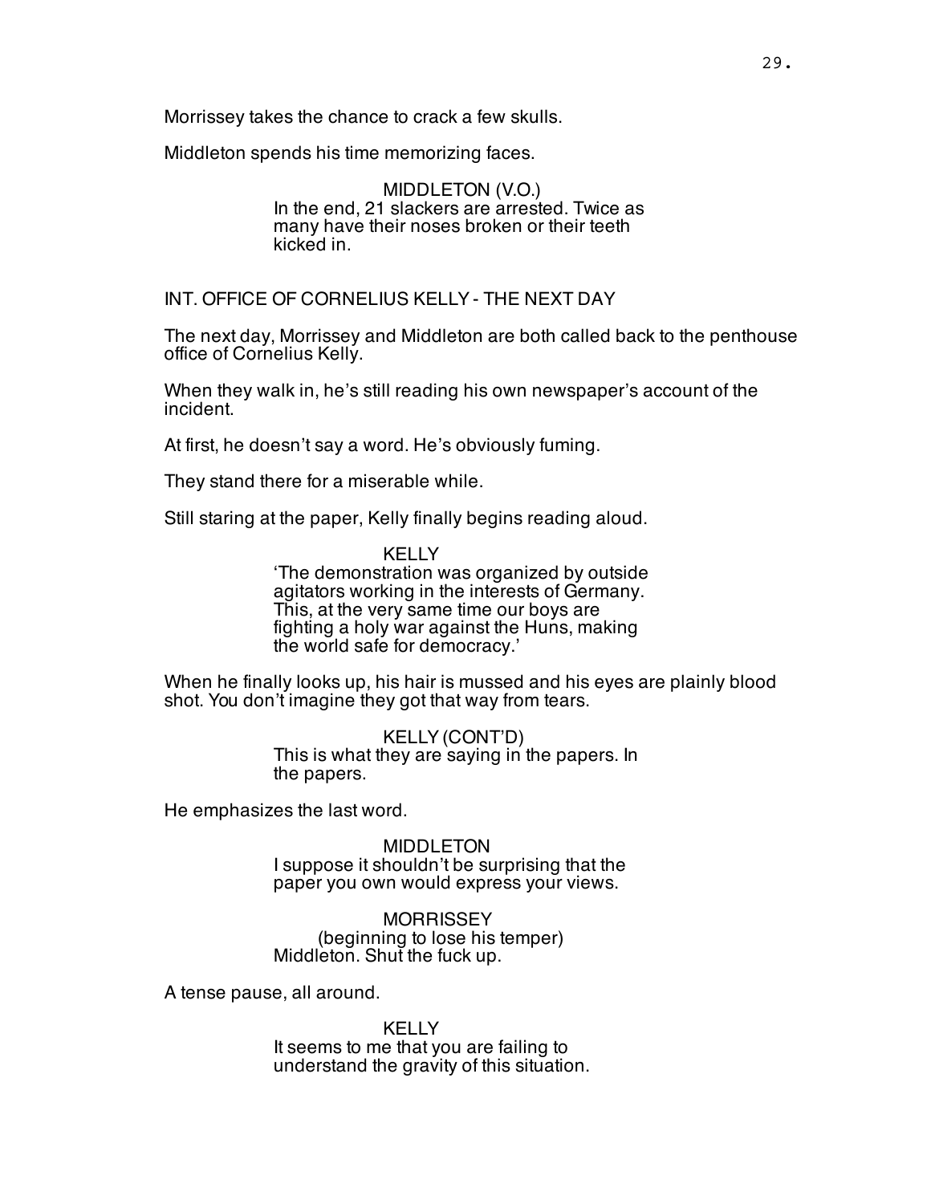Morrissey takes the chance to crack a few skulls.

Middleton spends his time memorizing faces.

MIDDLETON (V.O.)
In the end, 21 slackers are arrested. Twice as many have their noses broken or their teeth kicked in.

INT. OFFICE OF CORNELIUS KELLY - THE NEXT DAY

The next day, Morrissey and Middleton are both called back to the penthouse office of Cornelius Kelly.

When they walk in, he's still reading his own newspaper's account of the incident.

At first, he doesn't say a word. He's obviously fuming.

They stand there for a miserable while.

Still staring at the paper, Kelly finally begins reading aloud.

KELLY
'The demonstration was organized by outside agitators working in the interests of Germany. This, at the very same time our boys are fighting a holy war against the Huns, making the world safe for democracy.'

When he finally looks up, his hair is mussed and his eyes are plainly blood shot. You don't imagine they got that way from tears.

KELLY (CONT'D)
This is what they are saying in the papers. In the papers.

He emphasizes the last word.

MIDDLETON
I suppose it shouldn't be surprising that the paper you own would express your views.

MORRISSEY
(beginning to lose his temper)
Middleton. Shut the fuck up.

A tense pause, all around.

KELLY
It seems to me that you are failing to understand the gravity of this situation.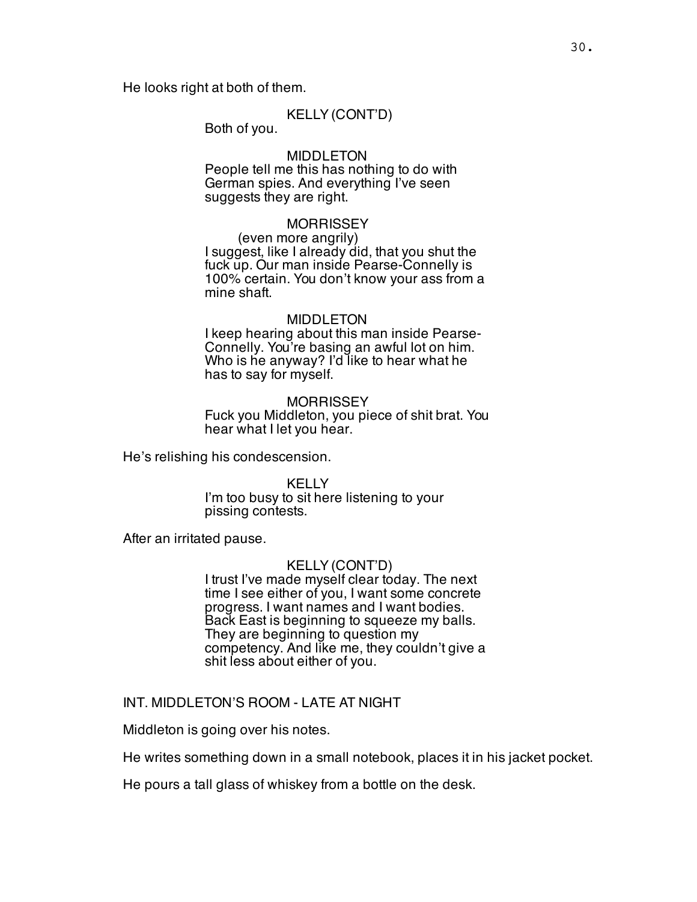He looks right at both of them.

KELLY (CONT'D)
Both of you.

MIDDLETON
People tell me this has nothing to do with German spies. And everything I've seen suggests they are right.

MORRISSEY
(even more angrily)
I suggest, like I already did, that you shut the fuck up. Our man inside Pearse-Connelly is 100% certain. You don't know your ass from a mine shaft.

MIDDLETON
I keep hearing about this man inside Pearse-Connelly. You're basing an awful lot on him. Who is he anyway? I'd like to hear what he has to say for myself.

MORRISSEY
Fuck you Middleton, you piece of shit brat. You hear what I let you hear.

He's relishing his condescension.

KELLY
I'm too busy to sit here listening to your pissing contests.

After an irritated pause.

KELLY (CONT'D)
I trust I've made myself clear today. The next time I see either of you, I want some concrete progress. I want names and I want bodies. Back East is beginning to squeeze my balls. They are beginning to question my competency. And like me, they couldn't give a shit less about either of you.

INT. MIDDLETON'S ROOM - LATE AT NIGHT

Middleton is going over his notes.

He writes something down in a small notebook, places it in his jacket pocket.

He pours a tall glass of whiskey from a bottle on the desk.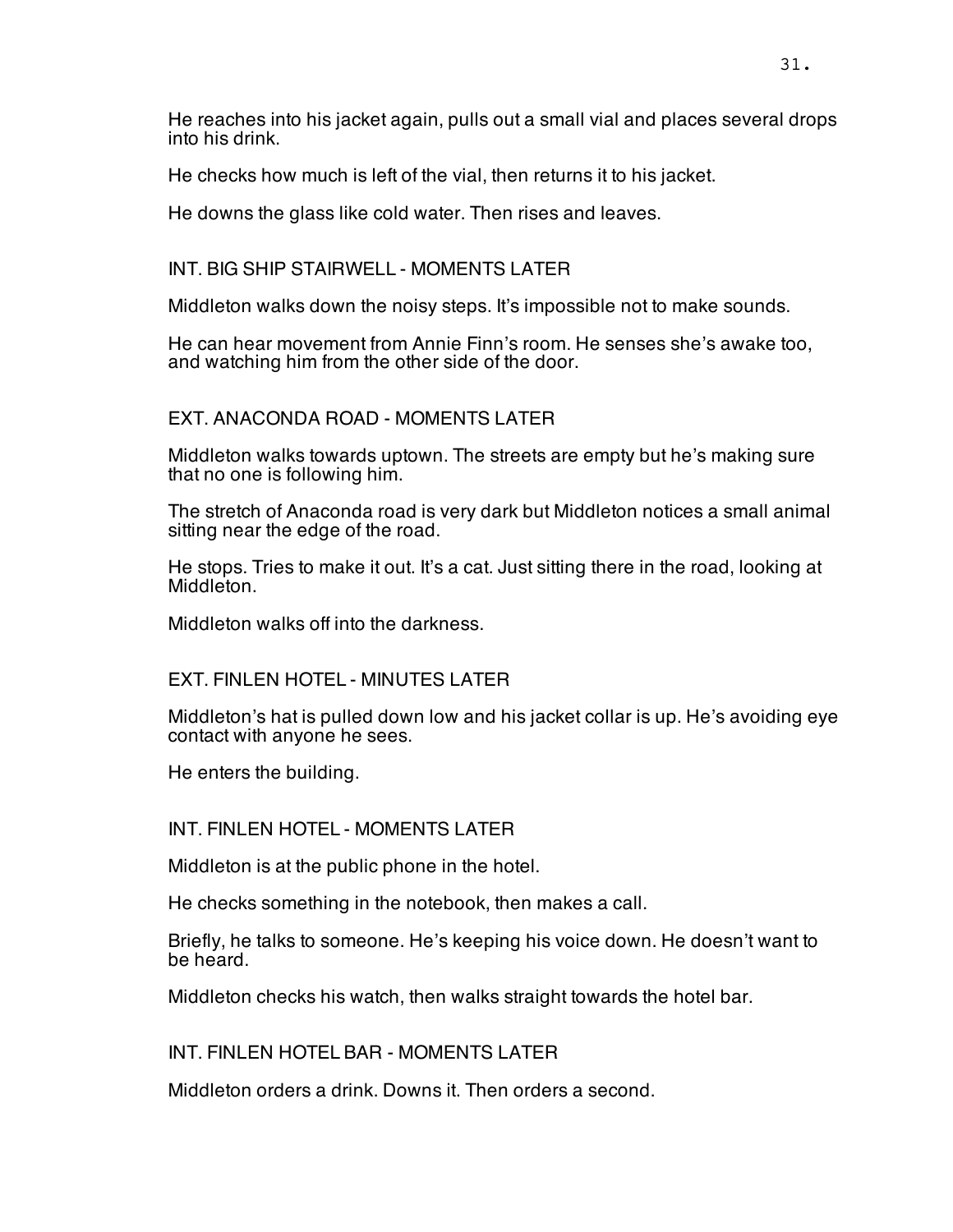He reaches into his jacket again, pulls out a small vial and places several drops into his drink.

He checks how much is left of the vial, then returns it to his jacket.

He downs the glass like cold water. Then rises and leaves.

INT. BIG SHIP STAIRWELL - MOMENTS LATER

Middleton walks down the noisy steps. It's impossible not to make sounds.

He can hear movement from Annie Finn's room. He senses she's awake too, and watching him from the other side of the door.

EXT. ANACONDA ROAD - MOMENTS LATER

Middleton walks towards uptown. The streets are empty but he's making sure that no one is following him.

The stretch of Anaconda road is very dark but Middleton notices a small animal sitting near the edge of the road.

He stops. Tries to make it out. It's a cat. Just sitting there in the road, looking at Middleton.

Middleton walks off into the darkness.

EXT. FINLEN HOTEL - MINUTES LATER

Middleton's hat is pulled down low and his jacket collar is up. He's avoiding eye contact with anyone he sees.

He enters the building.

INT. FINLEN HOTEL - MOMENTS LATER

Middleton is at the public phone in the hotel.

He checks something in the notebook, then makes a call.

Briefly, he talks to someone. He's keeping his voice down. He doesn't want to be heard.

Middleton checks his watch, then walks straight towards the hotel bar.

INT. FINLEN HOTEL BAR - MOMENTS LATER

Middleton orders a drink. Downs it. Then orders a second.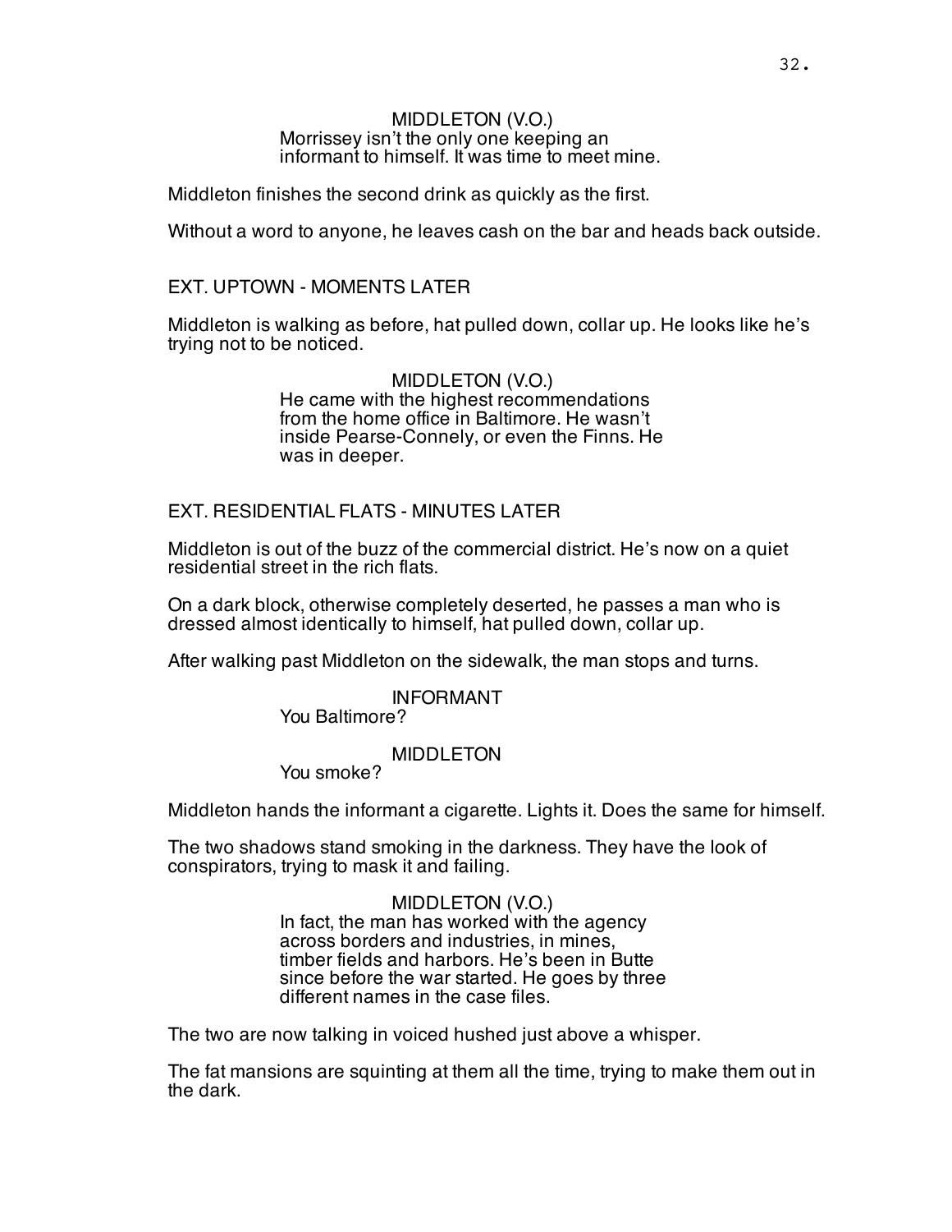MIDDLETON (V.O.)
Morrissey isn't the only one keeping an informant to himself. It was time to meet mine.

Middleton finishes the second drink as quickly as the first.

Without a word to anyone, he leaves cash on the bar and heads back outside.

EXT. UPTOWN - MOMENTS LATER

Middleton is walking as before, hat pulled down, collar up. He looks like he's trying not to be noticed.

MIDDLETON (V.O.)
He came with the highest recommendations from the home office in Baltimore. He wasn't inside Pearse-Connely, or even the Finns. He was in deeper.

EXT. RESIDENTIAL FLATS - MINUTES LATER

Middleton is out of the buzz of the commercial district. He's now on a quiet residential street in the rich flats.

On a dark block, otherwise completely deserted, he passes a man who is dressed almost identically to himself, hat pulled down, collar up.

After walking past Middleton on the sidewalk, the man stops and turns.

INFORMANT
You Baltimore?

MIDDLETON
You smoke?

Middleton hands the informant a cigarette. Lights it. Does the same for himself.

The two shadows stand smoking in the darkness. They have the look of conspirators, trying to mask it and failing.

MIDDLETON (V.O.)
In fact, the man has worked with the agency across borders and industries, in mines, timber fields and harbors. He's been in Butte since before the war started. He goes by three different names in the case files.

The two are now talking in voiced hushed just above a whisper.

The fat mansions are squinting at them all the time, trying to make them out in the dark.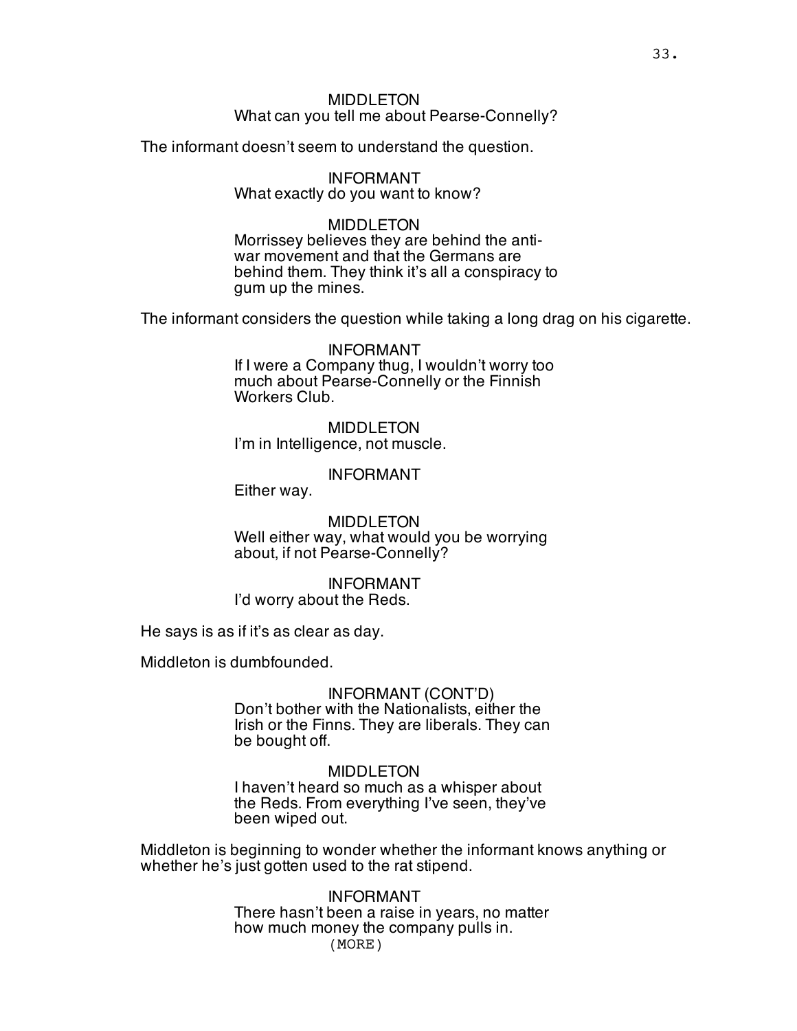MIDDLETON
What can you tell me about Pearse-Connelly?

The informant doesn't seem to understand the question.

INFORMANT
What exactly do you want to know?

MIDDLETON
Morrissey believes they are behind the anti-war movement and that the Germans are behind them. They think it's all a conspiracy to gum up the mines.

The informant considers the question while taking a long drag on his cigarette.

INFORMANT
If I were a Company thug, I wouldn't worry too much about Pearse-Connelly or the Finnish Workers Club.

MIDDLETON
I'm in Intelligence, not muscle.

INFORMANT
Either way.

MIDDLETON
Well either way, what would you be worrying about, if not Pearse-Connelly?

INFORMANT
I'd worry about the Reds.

He says is as if it's as clear as day.

Middleton is dumbfounded.

INFORMANT (CONT'D)
Don't bother with the Nationalists, either the Irish or the Finns. They are liberals. They can be bought off.

MIDDLETON
I haven't heard so much as a whisper about the Reds. From everything I've seen, they've been wiped out.

Middleton is beginning to wonder whether the informant knows anything or whether he's just gotten used to the rat stipend.

INFORMANT
There hasn't been a raise in years, no matter how much money the company pulls in.
(MORE)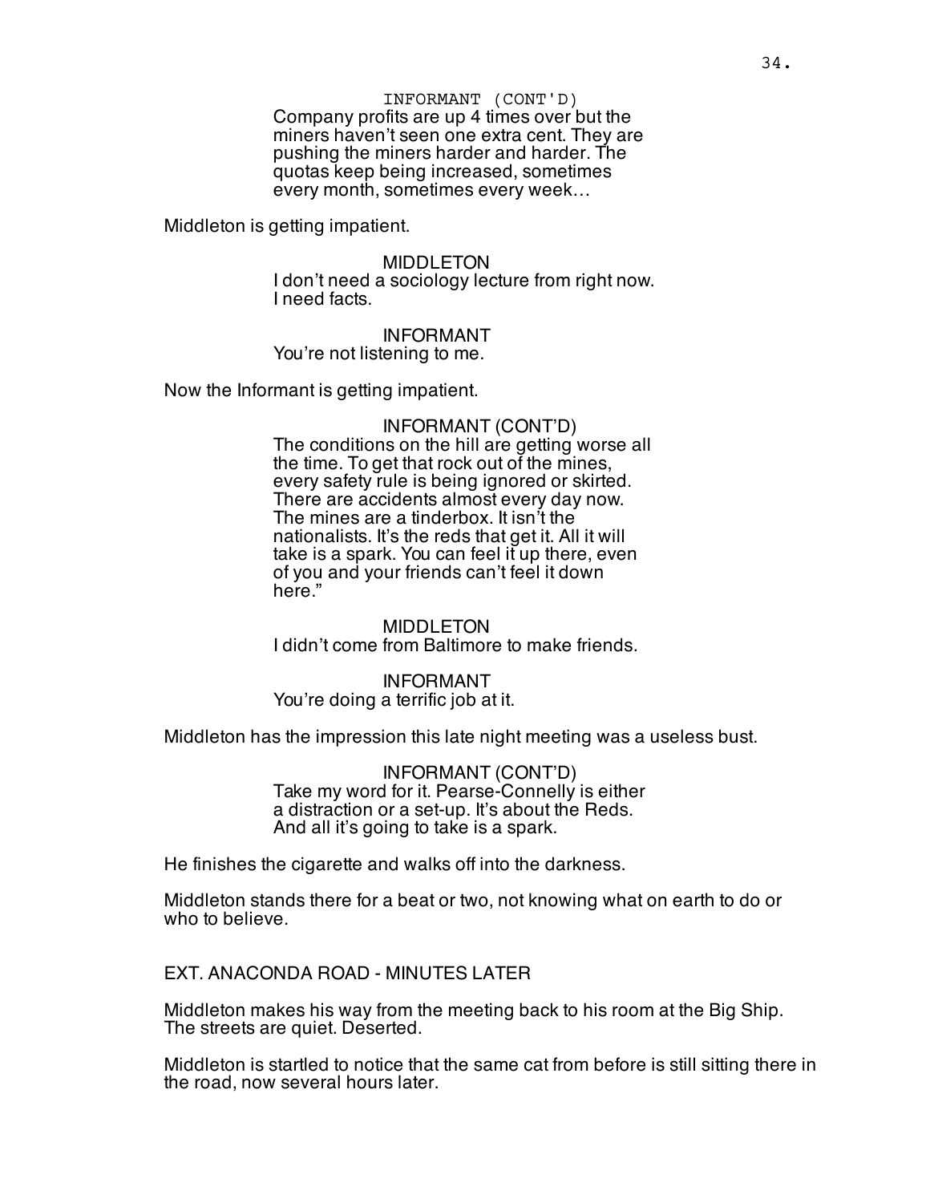INFORMANT (CONT'D)
Company profits are up 4 times over but the miners haven't seen one extra cent. They are pushing the miners harder and harder. The quotas keep being increased, sometimes every month, sometimes every week…

Middleton is getting impatient.

MIDDLETON
I don't need a sociology lecture from right now. I need facts.

INFORMANT
You're not listening to me.

Now the Informant is getting impatient.

INFORMANT (CONT'D)
The conditions on the hill are getting worse all the time. To get that rock out of the mines, every safety rule is being ignored or skirted. There are accidents almost every day now. The mines are a tinderbox. It isn't the nationalists. It's the reds that get it. All it will take is a spark. You can feel it up there, even of you and your friends can't feel it down here."

MIDDLETON
I didn't come from Baltimore to make friends.

INFORMANT
You're doing a terrific job at it.

Middleton has the impression this late night meeting was a useless bust.

INFORMANT (CONT'D)
Take my word for it. Pearse-Connelly is either a distraction or a set-up. It's about the Reds. And all it's going to take is a spark.

He finishes the cigarette and walks off into the darkness.

Middleton stands there for a beat or two, not knowing what on earth to do or who to believe.

EXT. ANACONDA ROAD - MINUTES LATER

Middleton makes his way from the meeting back to his room at the Big Ship. The streets are quiet. Deserted.

Middleton is startled to notice that the same cat from before is still sitting there in the road, now several hours later.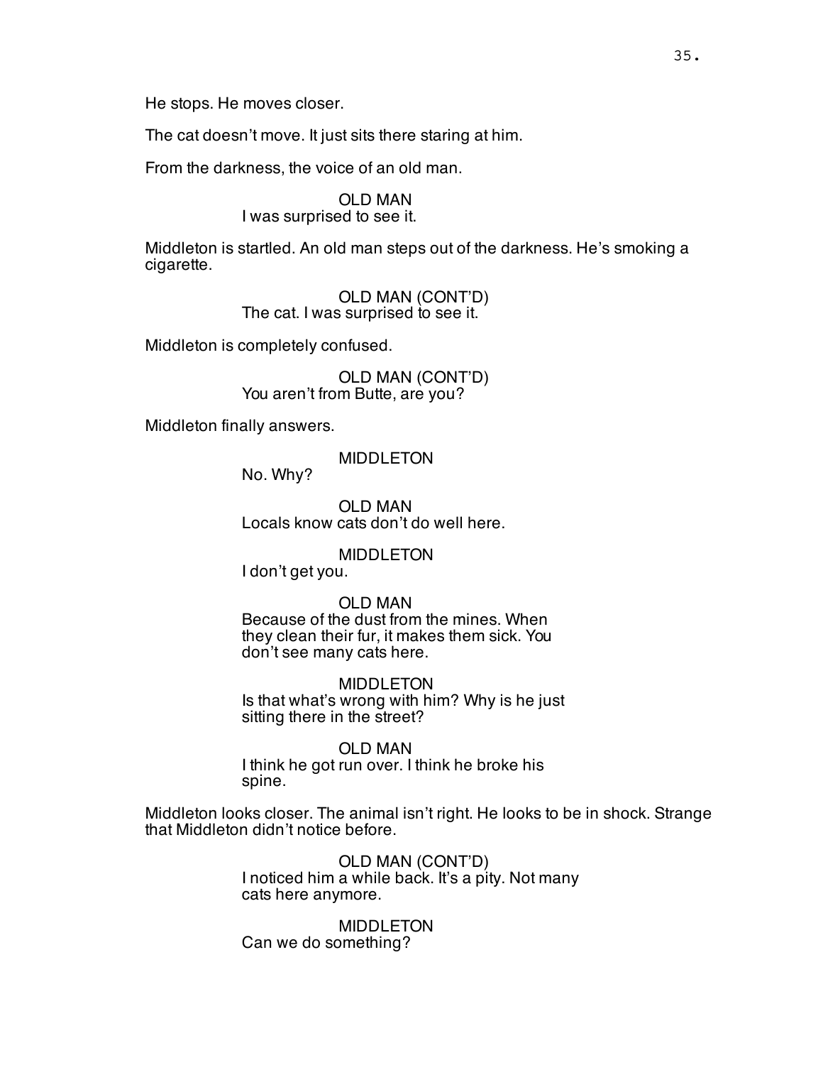He stops. He moves closer.

The cat doesn't move. It just sits there staring at him.

From the darkness, the voice of an old man.

OLD MAN
I was surprised to see it.

Middleton is startled. An old man steps out of the darkness. He's smoking a cigarette.

OLD MAN (CONT'D)
The cat. I was surprised to see it.

Middleton is completely confused.

OLD MAN (CONT'D)
You aren't from Butte, are you?

Middleton finally answers.

MIDDLETON
No. Why?

OLD MAN
Locals know cats don't do well here.

MIDDLETON
I don't get you.

OLD MAN
Because of the dust from the mines. When they clean their fur, it makes them sick. You don't see many cats here.

MIDDLETON
Is that what's wrong with him? Why is he just sitting there in the street?

OLD MAN
I think he got run over. I think he broke his spine.

Middleton looks closer. The animal isn't right. He looks to be in shock. Strange that Middleton didn't notice before.

OLD MAN (CONT'D)
I noticed him a while back. It's a pity. Not many cats here anymore.

MIDDLETON
Can we do something?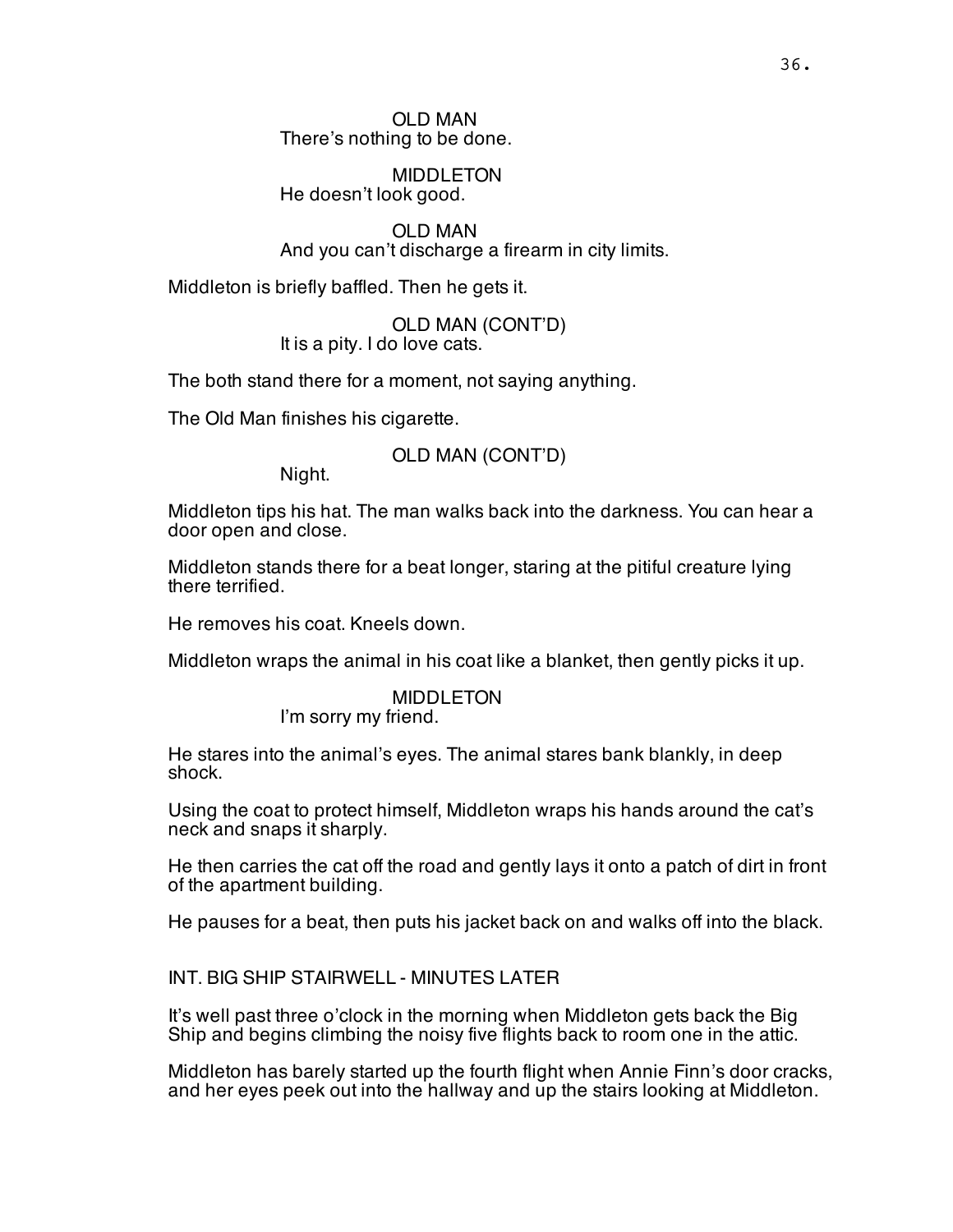OLD MAN
There's nothing to be done.

MIDDLETON
He doesn't look good.

OLD MAN
And you can't discharge a firearm in city limits.

Middleton is briefly baffled. Then he gets it.

OLD MAN (CONT'D)
It is a pity. I do love cats.

The both stand there for a moment, not saying anything.

The Old Man finishes his cigarette.

OLD MAN (CONT'D)
Night.

Middleton tips his hat. The man walks back into the darkness. You can hear a door open and close.

Middleton stands there for a beat longer, staring at the pitiful creature lying there terrified.

He removes his coat. Kneels down.

Middleton wraps the animal in his coat like a blanket, then gently picks it up.

MIDDLETON
I'm sorry my friend.

He stares into the animal's eyes. The animal stares bank blankly, in deep shock.

Using the coat to protect himself, Middleton wraps his hands around the cat's neck and snaps it sharply.

He then carries the cat off the road and gently lays it onto a patch of dirt in front of the apartment building.

He pauses for a beat, then puts his jacket back on and walks off into the black.

INT. BIG SHIP STAIRWELL - MINUTES LATER

It's well past three o'clock in the morning when Middleton gets back the Big Ship and begins climbing the noisy five flights back to room one in the attic.

Middleton has barely started up the fourth flight when Annie Finn's door cracks, and her eyes peek out into the hallway and up the stairs looking at Middleton.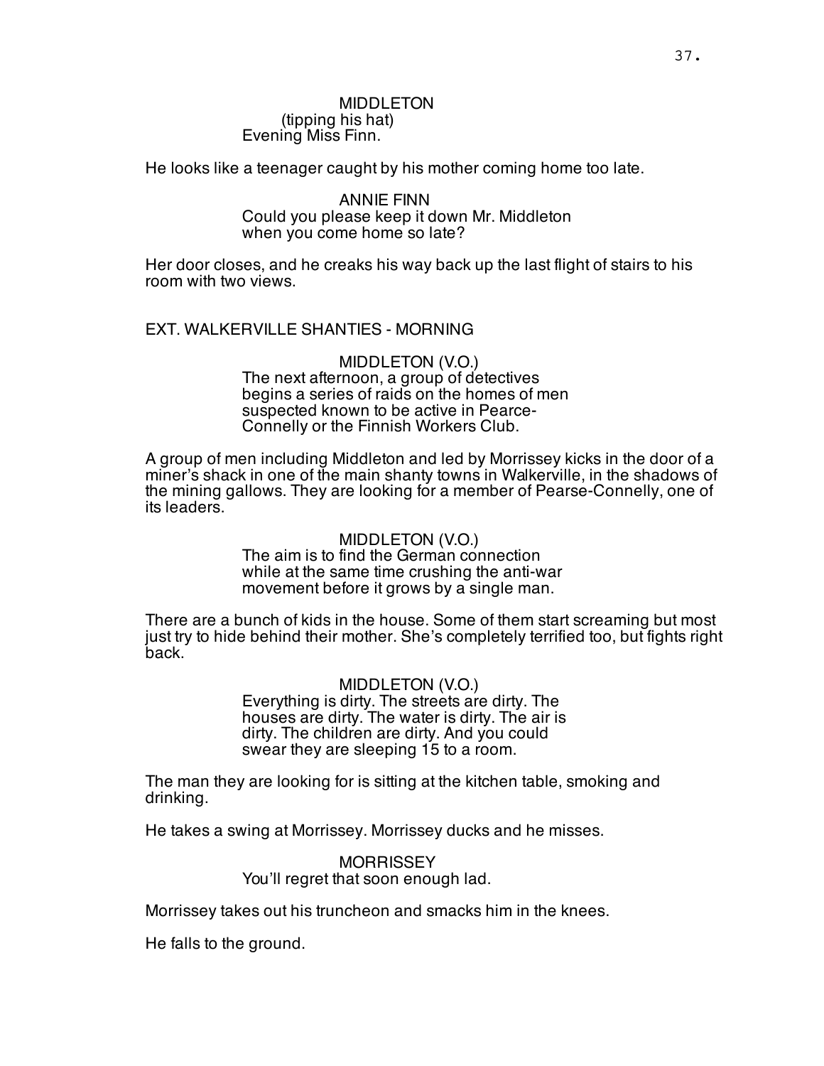MIDDLETON
(tipping his hat)
Evening Miss Finn.

He looks like a teenager caught by his mother coming home too late.

ANNIE FINN
Could you please keep it down Mr. Middleton when you come home so late?

Her door closes, and he creaks his way back up the last flight of stairs to his room with two views.

EXT. WALKERVILLE SHANTIES - MORNING

MIDDLETON (V.O.)
The next afternoon, a group of detectives begins a series of raids on the homes of men suspected known to be active in Pearce-Connelly or the Finnish Workers Club.

A group of men including Middleton and led by Morrissey kicks in the door of a miner's shack in one of the main shanty towns in Walkerville, in the shadows of the mining gallows. They are looking for a member of Pearse-Connelly, one of its leaders.

MIDDLETON (V.O.)
The aim is to find the German connection while at the same time crushing the anti-war movement before it grows by a single man.

There are a bunch of kids in the house. Some of them start screaming but most just try to hide behind their mother. She's completely terrified too, but fights right back.

MIDDLETON (V.O.)
Everything is dirty. The streets are dirty. The houses are dirty. The water is dirty. The air is dirty. The children are dirty. And you could swear they are sleeping 15 to a room.

The man they are looking for is sitting at the kitchen table, smoking and drinking.

He takes a swing at Morrissey. Morrissey ducks and he misses.

MORRISSEY
You'll regret that soon enough lad.

Morrissey takes out his truncheon and smacks him in the knees.

He falls to the ground.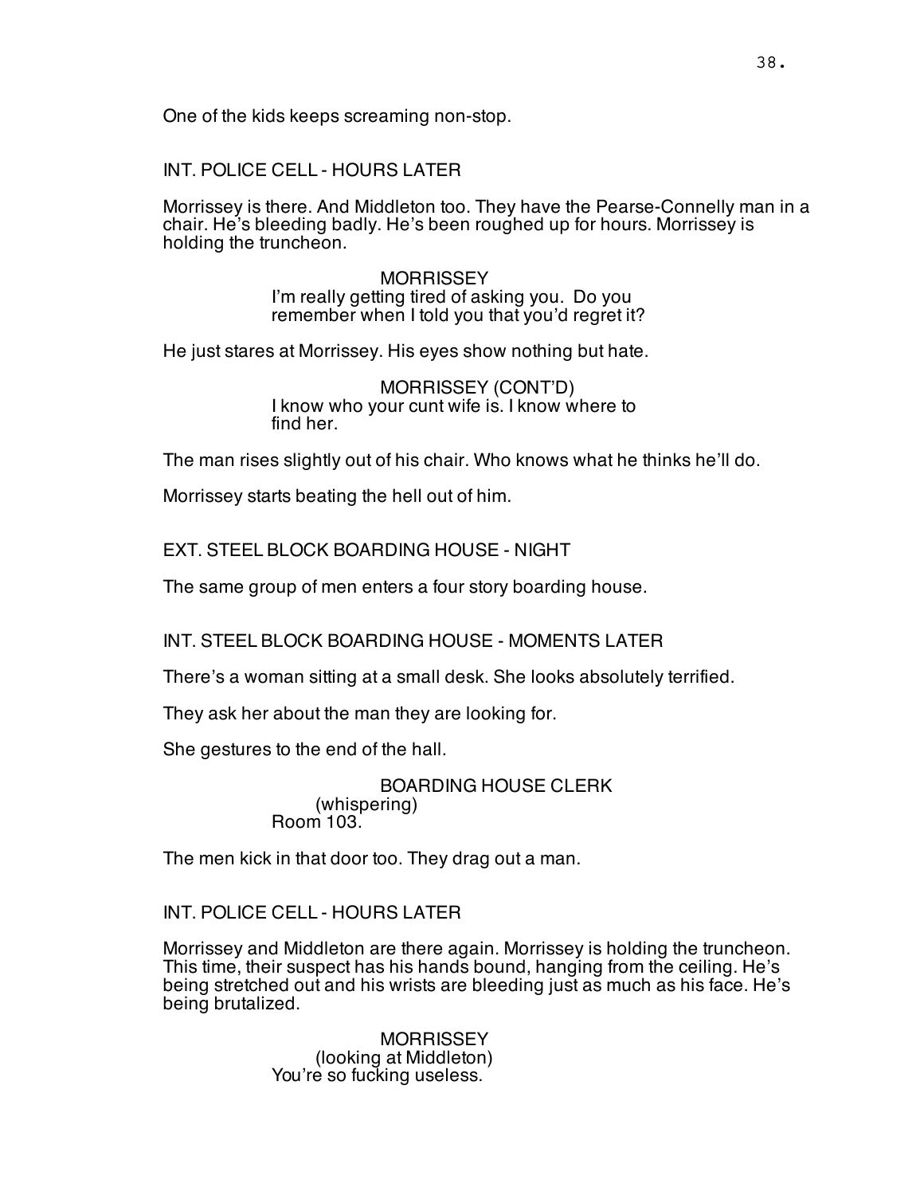One of the kids keeps screaming non-stop.

INT. POLICE CELL - HOURS LATER

Morrissey is there. And Middleton too. They have the Pearse-Connelly man in a chair. He's bleeding badly. He's been roughed up for hours. Morrissey is holding the truncheon.

MORRISSEY
I'm really getting tired of asking you. Do you remember when I told you that you'd regret it?

He just stares at Morrissey. His eyes show nothing but hate.

MORRISSEY (CONT'D)
I know who your cunt wife is. I know where to find her.

The man rises slightly out of his chair. Who knows what he thinks he'll do.

Morrissey starts beating the hell out of him.

EXT. STEEL BLOCK BOARDING HOUSE - NIGHT

The same group of men enters a four story boarding house.

INT. STEEL BLOCK BOARDING HOUSE - MOMENTS LATER

There's a woman sitting at a small desk. She looks absolutely terrified.

They ask her about the man they are looking for.

She gestures to the end of the hall.

BOARDING HOUSE CLERK
(whispering)
Room 103.

The men kick in that door too. They drag out a man.

INT. POLICE CELL - HOURS LATER

Morrissey and Middleton are there again. Morrissey is holding the truncheon. This time, their suspect has his hands bound, hanging from the ceiling. He's being stretched out and his wrists are bleeding just as much as his face. He's being brutalized.

MORRISSEY
(looking at Middleton)
You're so fucking useless.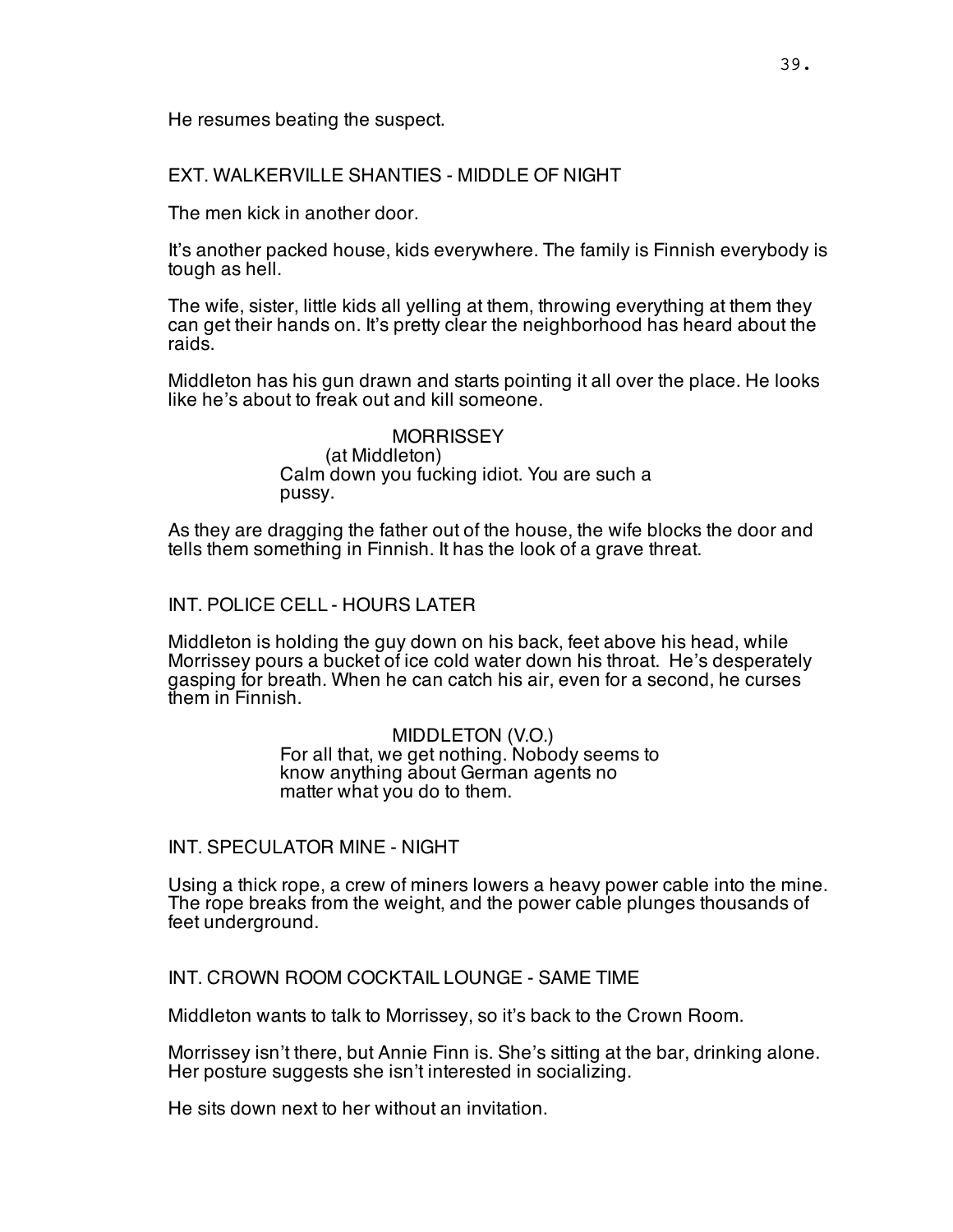He resumes beating the suspect.

EXT. WALKERVILLE SHANTIES - MIDDLE OF NIGHT

The men kick in another door.

It's another packed house, kids everywhere. The family is Finnish everybody is tough as hell.

The wife, sister, little kids all yelling at them, throwing everything at them they can get their hands on. It's pretty clear the neighborhood has heard about the raids.

Middleton has his gun drawn and starts pointing it all over the place. He looks like he's about to freak out and kill someone.

MORRISSEY
(at Middleton)
Calm down you fucking idiot. You are such a pussy.

As they are dragging the father out of the house, the wife blocks the door and tells them something in Finnish. It has the look of a grave threat.

INT. POLICE CELL - HOURS LATER

Middleton is holding the guy down on his back, feet above his head, while Morrissey pours a bucket of ice cold water down his throat. He's desperately gasping for breath. When he can catch his air, even for a second, he curses them in Finnish.

MIDDLETON (V.O.)
For all that, we get nothing. Nobody seems to know anything about German agents no matter what you do to them.

INT. SPECULATOR MINE - NIGHT

Using a thick rope, a crew of miners lowers a heavy power cable into the mine. The rope breaks from the weight, and the power cable plunges thousands of feet underground.

INT. CROWN ROOM COCKTAIL LOUNGE - SAME TIME

Middleton wants to talk to Morrissey, so it's back to the Crown Room.

Morrissey isn't there, but Annie Finn is. She's sitting at the bar, drinking alone. Her posture suggests she isn't interested in socializing.

He sits down next to her without an invitation.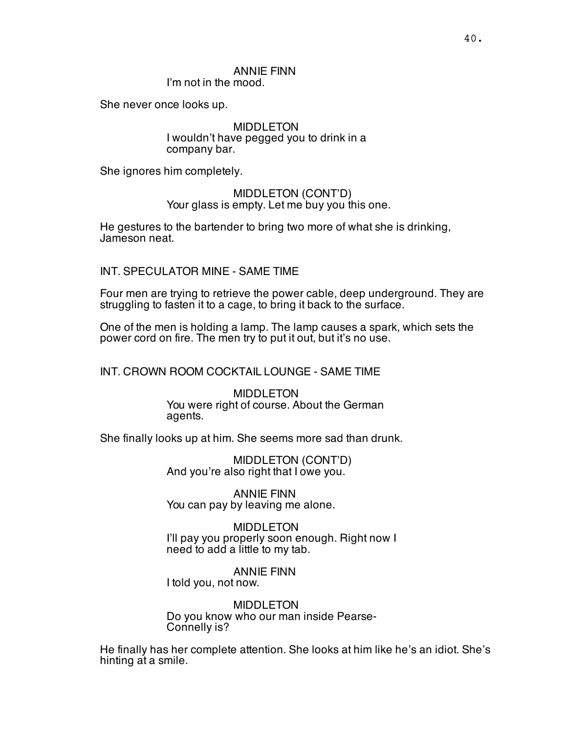ANNIE FINN
I'm not in the mood.

She never once looks up.

MIDDLETON
I wouldn't have pegged you to drink in a company bar.

She ignores him completely.

MIDDLETON (CONT'D)
Your glass is empty. Let me buy you this one.

He gestures to the bartender to bring two more of what she is drinking, Jameson neat.

INT. SPECULATOR MINE - SAME TIME

Four men are trying to retrieve the power cable, deep underground. They are struggling to fasten it to a cage, to bring it back to the surface.

One of the men is holding a lamp. The lamp causes a spark, which sets the power cord on fire. The men try to put it out, but it's no use.

INT. CROWN ROOM COCKTAIL LOUNGE - SAME TIME

MIDDLETON
You were right of course. About the German agents.

She finally looks up at him. She seems more sad than drunk.

MIDDLETON (CONT'D)
And you're also right that I owe you.

ANNIE FINN
You can pay by leaving me alone.

MIDDLETON
I'll pay you properly soon enough. Right now I need to add a little to my tab.

ANNIE FINN
I told you, not now.

MIDDLETON
Do you know who our man inside Pearse-Connelly is?

He finally has her complete attention. She looks at him like he's an idiot. She's hinting at a smile.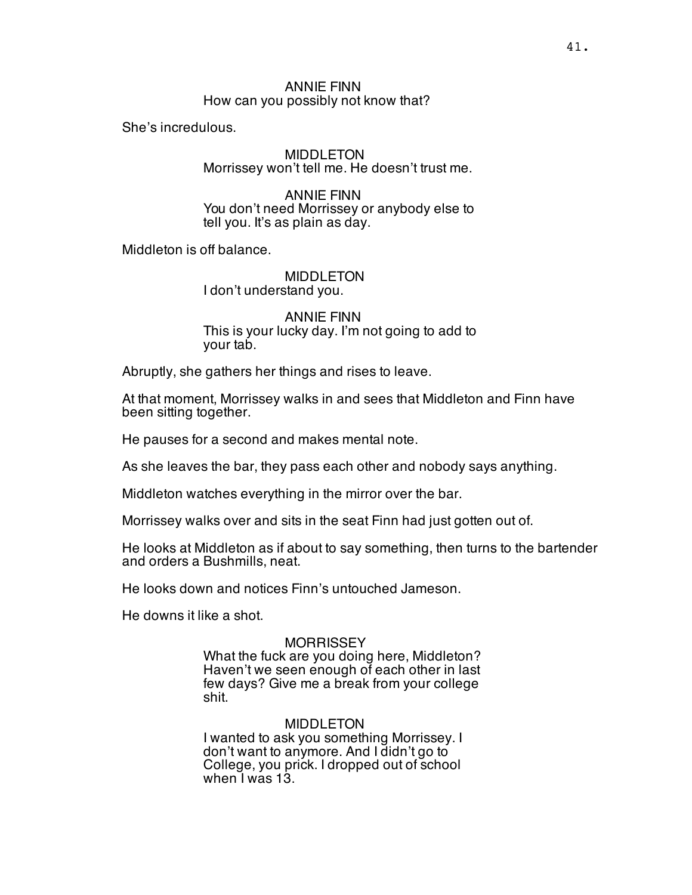ANNIE FINN
How can you possibly not know that?

She's incredulous.

MIDDLETON
Morrissey won't tell me. He doesn't trust me.

ANNIE FINN
You don't need Morrissey or anybody else to tell you. It's as plain as day.

Middleton is off balance.

MIDDLETON
I don't understand you.

ANNIE FINN
This is your lucky day. I'm not going to add to your tab.

Abruptly, she gathers her things and rises to leave.

At that moment, Morrissey walks in and sees that Middleton and Finn have been sitting together.

He pauses for a second and makes mental note.

As she leaves the bar, they pass each other and nobody says anything.

Middleton watches everything in the mirror over the bar.

Morrissey walks over and sits in the seat Finn had just gotten out of.

He looks at Middleton as if about to say something, then turns to the bartender and orders a Bushmills, neat.

He looks down and notices Finn's untouched Jameson.

He downs it like a shot.

MORRISSEY
What the fuck are you doing here, Middleton? Haven't we seen enough of each other in last few days? Give me a break from your college shit.

MIDDLETON
I wanted to ask you something Morrissey. I don't want to anymore. And I didn't go to College, you prick. I dropped out of school when I was 13.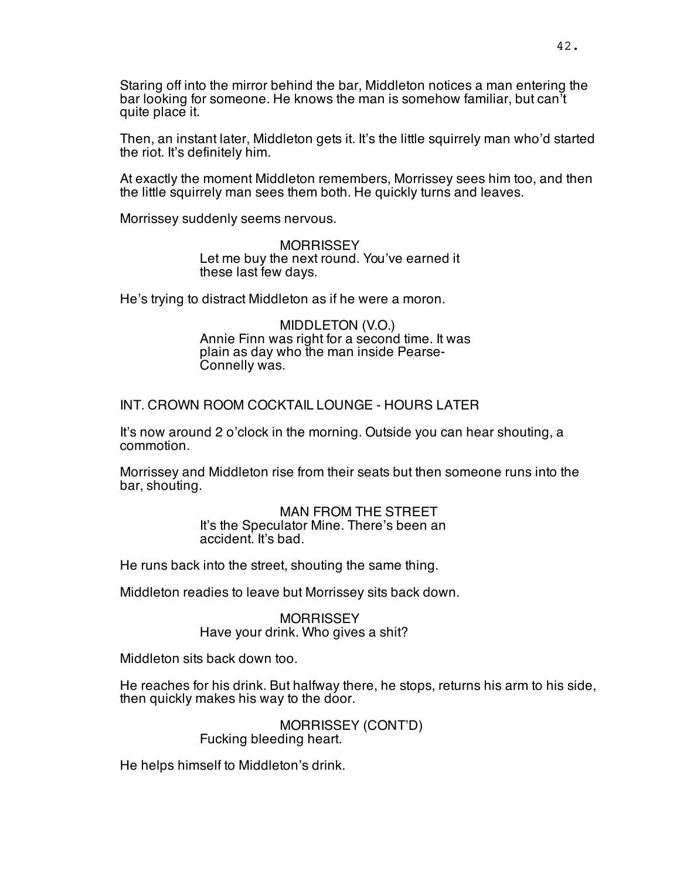Staring off into the mirror behind the bar, Middleton notices a man entering the bar looking for someone. He knows the man is somehow familiar, but can't quite place it.

Then, an instant later, Middleton gets it. It's the little squirrely man who'd started the riot. It's definitely him.

At exactly the moment Middleton remembers, Morrissey sees him too, and then the little squirrely man sees them both. He quickly turns and leaves.

Morrissey suddenly seems nervous.

MORRISSEY
Let me buy the next round. You've earned it these last few days.

He's trying to distract Middleton as if he were a moron.

MIDDLETON (V.O.)
Annie Finn was right for a second time. It was plain as day who the man inside Pearse-Connelly was.

INT. CROWN ROOM COCKTAIL LOUNGE - HOURS LATER

It's now around 2 o'clock in the morning. Outside you can hear shouting, a commotion.

Morrissey and Middleton rise from their seats but then someone runs into the bar, shouting.

MAN FROM THE STREET
It's the Speculator Mine. There's been an accident. It's bad.

He runs back into the street, shouting the same thing.

Middleton readies to leave but Morrissey sits back down.

MORRISSEY
Have your drink. Who gives a shit?

Middleton sits back down too.

He reaches for his drink. But halfway there, he stops, returns his arm to his side, then quickly makes his way to the door.

MORRISSEY (CONT'D)
Fucking bleeding heart.

He helps himself to Middleton's drink.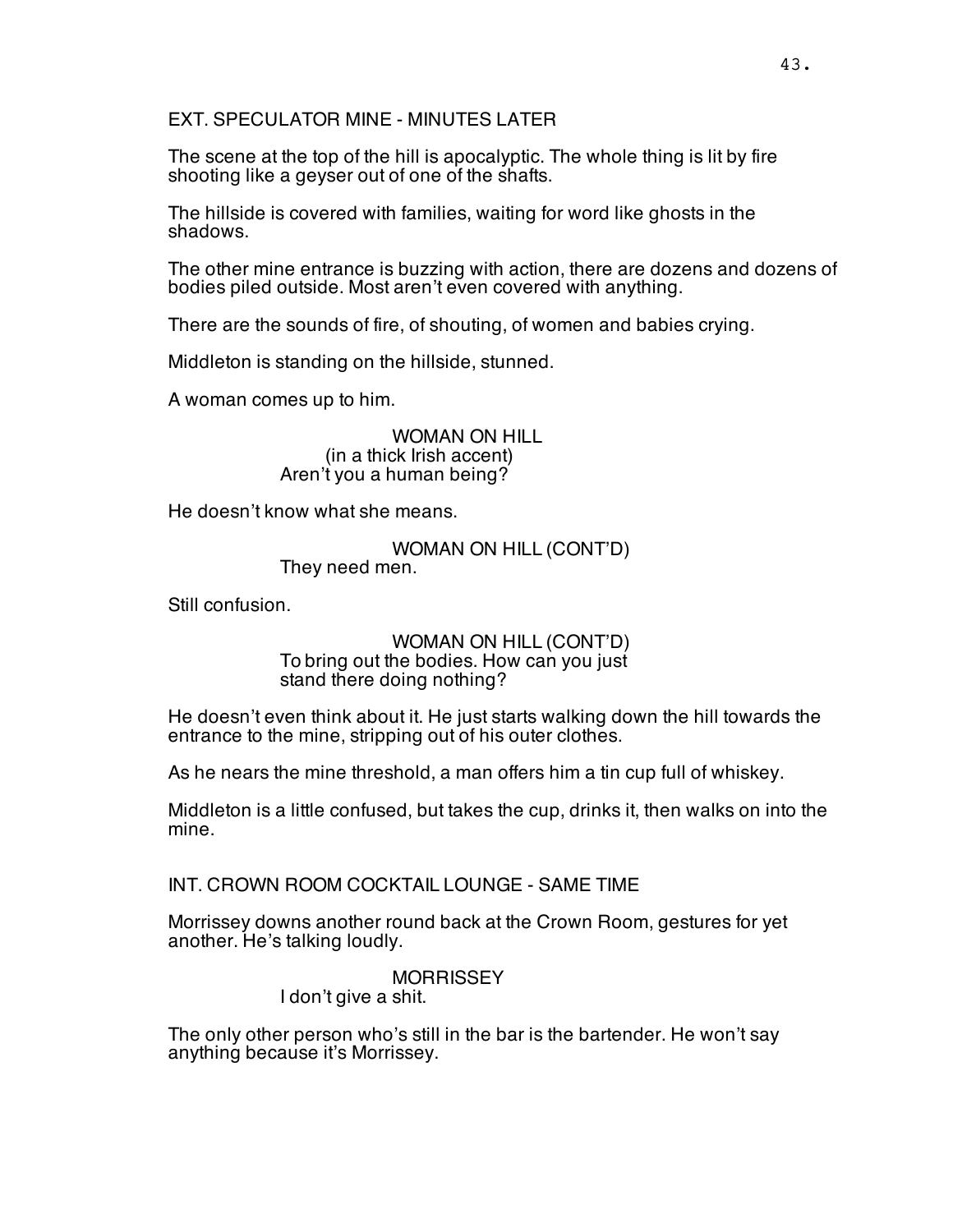EXT. SPECULATOR MINE - MINUTES LATER

The scene at the top of the hill is apocalyptic. The whole thing is lit by fire shooting like a geyser out of one of the shafts.

The hillside is covered with families, waiting for word like ghosts in the shadows.

The other mine entrance is buzzing with action, there are dozens and dozens of bodies piled outside. Most aren't even covered with anything.

There are the sounds of fire, of shouting, of women and babies crying.

Middleton is standing on the hillside, stunned.

A woman comes up to him.

WOMAN ON HILL
(in a thick Irish accent)
Aren't you a human being?

He doesn't know what she means.

WOMAN ON HILL (CONT'D)
They need men.

Still confusion.

WOMAN ON HILL (CONT'D)
To bring out the bodies. How can you just stand there doing nothing?

He doesn't even think about it. He just starts walking down the hill towards the entrance to the mine, stripping out of his outer clothes.

As he nears the mine threshold, a man offers him a tin cup full of whiskey.

Middleton is a little confused, but takes the cup, drinks it, then walks on into the mine.

INT. CROWN ROOM COCKTAIL LOUNGE - SAME TIME

Morrissey downs another round back at the Crown Room, gestures for yet another. He's talking loudly.

MORRISSEY
I don't give a shit.

The only other person who's still in the bar is the bartender. He won't say anything because it's Morrissey.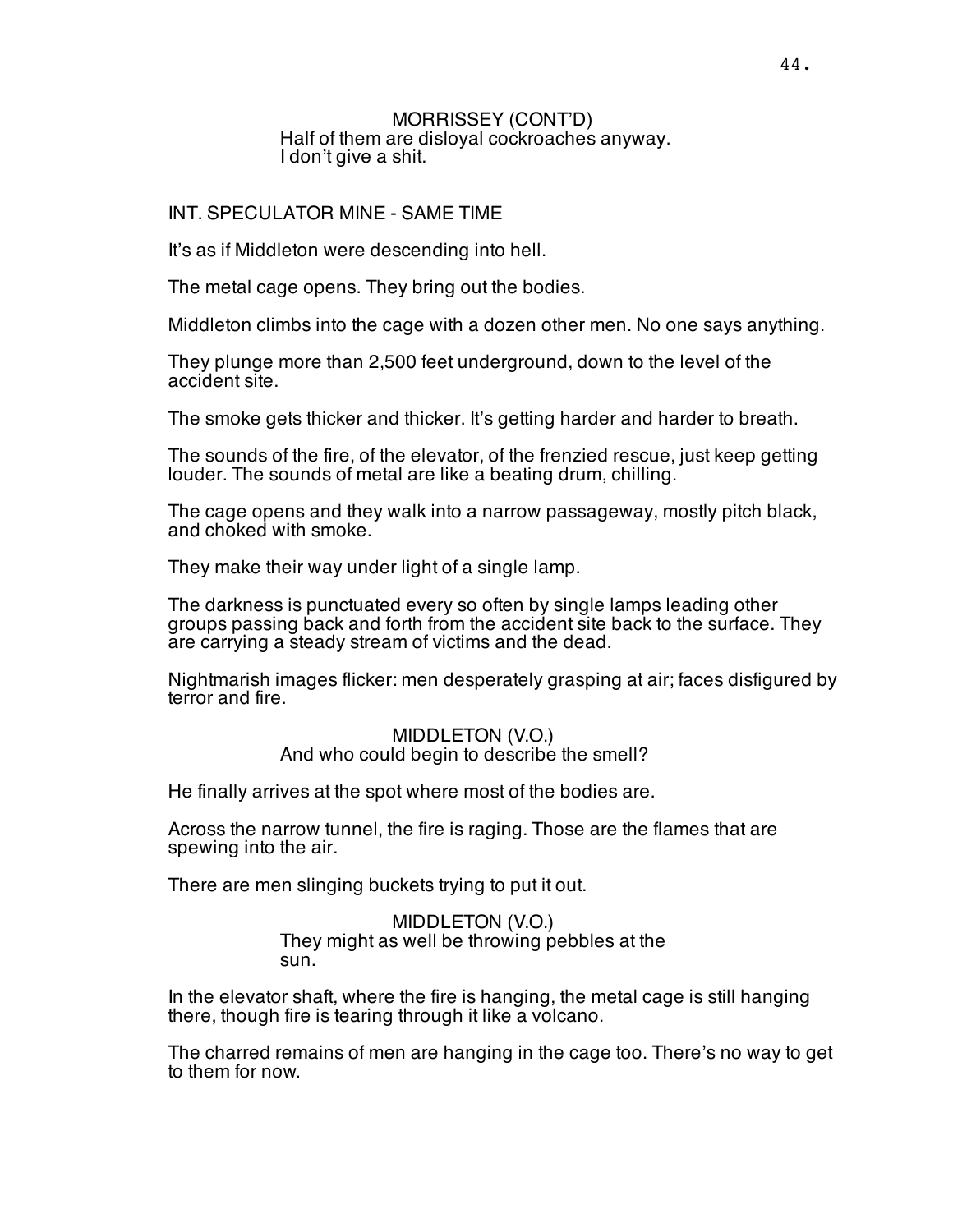MORRISSEY (CONT'D)
Half of them are disloyal cockroaches anyway.
I don't give a shit.

INT. SPECULATOR MINE - SAME TIME

It's as if Middleton were descending into hell.

The metal cage opens. They bring out the bodies.

Middleton climbs into the cage with a dozen other men. No one says anything.

They plunge more than 2,500 feet underground, down to the level of the accident site.

The smoke gets thicker and thicker. It's getting harder and harder to breath.

The sounds of the fire, of the elevator, of the frenzied rescue, just keep getting louder. The sounds of metal are like a beating drum, chilling.

The cage opens and they walk into a narrow passageway, mostly pitch black, and choked with smoke.

They make their way under light of a single lamp.

The darkness is punctuated every so often by single lamps leading other groups passing back and forth from the accident site back to the surface. They are carrying a steady stream of victims and the dead.

Nightmarish images flicker: men desperately grasping at air; faces disfigured by terror and fire.

MIDDLETON (V.O.)
And who could begin to describe the smell?

He finally arrives at the spot where most of the bodies are.

Across the narrow tunnel, the fire is raging. Those are the flames that are spewing into the air.

There are men slinging buckets trying to put it out.

MIDDLETON (V.O.)
They might as well be throwing pebbles at the sun.

In the elevator shaft, where the fire is hanging, the metal cage is still hanging there, though fire is tearing through it like a volcano.

The charred remains of men are hanging in the cage too. There's no way to get to them for now.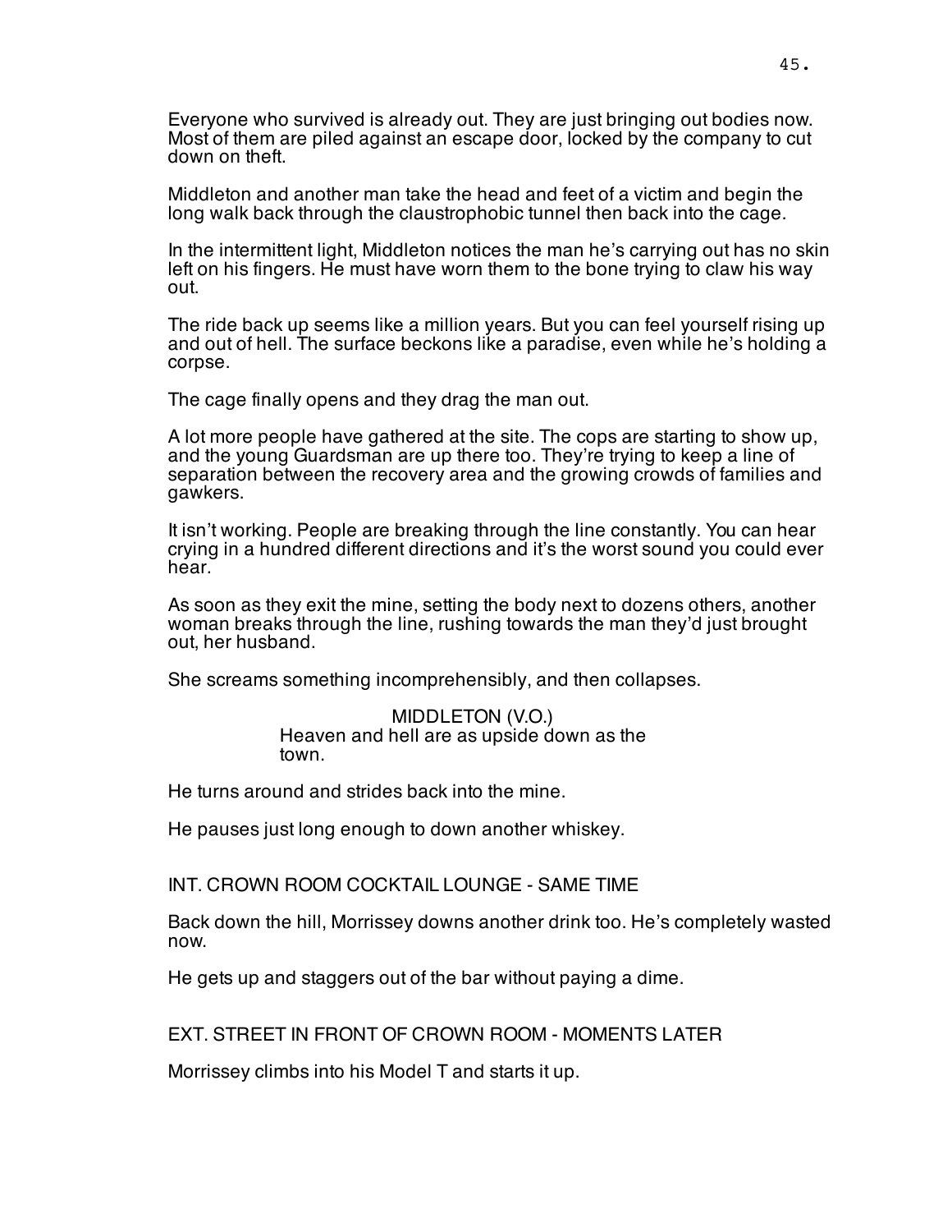Everyone who survived is already out. They are just bringing out bodies now. Most of them are piled against an escape door, locked by the company to cut down on theft.

Middleton and another man take the head and feet of a victim and begin the long walk back through the claustrophobic tunnel then back into the cage.

In the intermittent light, Middleton notices the man he's carrying out has no skin left on his fingers. He must have worn them to the bone trying to claw his way out.

The ride back up seems like a million years. But you can feel yourself rising up and out of hell. The surface beckons like a paradise, even while he's holding a corpse.

The cage finally opens and they drag the man out.

A lot more people have gathered at the site. The cops are starting to show up, and the young Guardsman are up there too. They're trying to keep a line of separation between the recovery area and the growing crowds of families and gawkers.

It isn't working. People are breaking through the line constantly. You can hear crying in a hundred different directions and it's the worst sound you could ever hear.

As soon as they exit the mine, setting the body next to dozens others, another woman breaks through the line, rushing towards the man they'd just brought out, her husband.

She screams something incomprehensibly, and then collapses.

MIDDLETON (V.O.)
Heaven and hell are as upside down as the town.

He turns around and strides back into the mine.

He pauses just long enough to down another whiskey.

INT. CROWN ROOM COCKTAIL LOUNGE - SAME TIME

Back down the hill, Morrissey downs another drink too. He's completely wasted now.

He gets up and staggers out of the bar without paying a dime.

EXT. STREET IN FRONT OF CROWN ROOM - MOMENTS LATER

Morrissey climbs into his Model T and starts it up.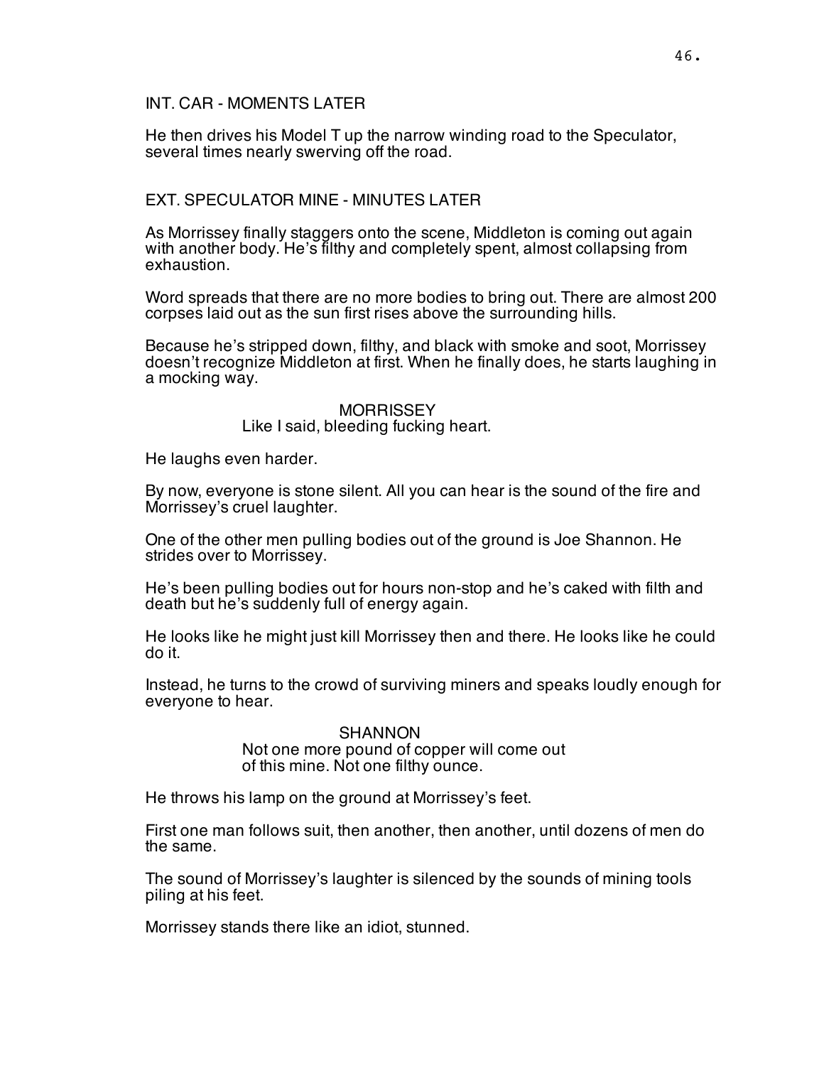INT. CAR - MOMENTS LATER

He then drives his Model T up the narrow winding road to the Speculator, several times nearly swerving off the road.

EXT. SPECULATOR MINE - MINUTES LATER

As Morrissey finally staggers onto the scene, Middleton is coming out again with another body. He's filthy and completely spent, almost collapsing from exhaustion.

Word spreads that there are no more bodies to bring out. There are almost 200 corpses laid out as the sun first rises above the surrounding hills.

Because he's stripped down, filthy, and black with smoke and soot, Morrissey doesn't recognize Middleton at first. When he finally does, he starts laughing in a mocking way.

MORRISSEY
Like I said, bleeding fucking heart.

He laughs even harder.

By now, everyone is stone silent. All you can hear is the sound of the fire and Morrissey's cruel laughter.

One of the other men pulling bodies out of the ground is Joe Shannon. He strides over to Morrissey.

He's been pulling bodies out for hours non-stop and he's caked with filth and death but he's suddenly full of energy again.

He looks like he might just kill Morrissey then and there. He looks like he could do it.

Instead, he turns to the crowd of surviving miners and speaks loudly enough for everyone to hear.

SHANNON
Not one more pound of copper will come out of this mine. Not one filthy ounce.

He throws his lamp on the ground at Morrissey's feet.

First one man follows suit, then another, then another, until dozens of men do the same.

The sound of Morrissey's laughter is silenced by the sounds of mining tools piling at his feet.

Morrissey stands there like an idiot, stunned.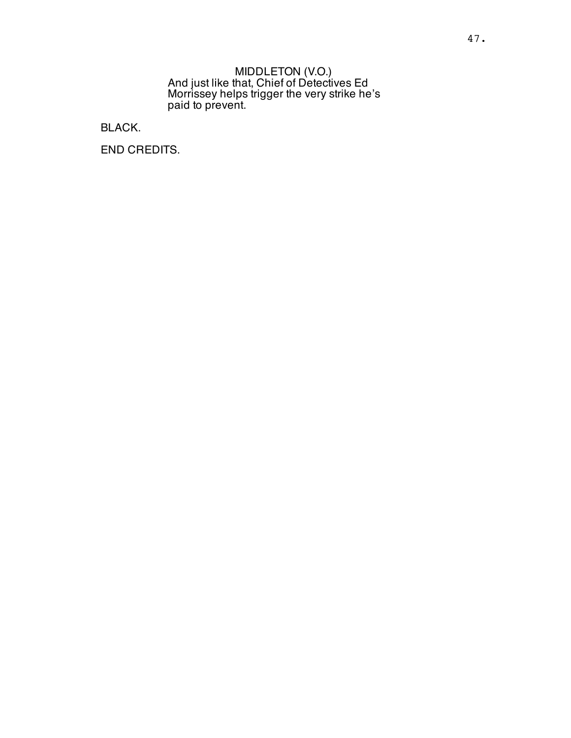MIDDLETON (V.O.)
And just like that, Chief of Detectives Ed Morrissey helps trigger the very strike he's paid to prevent.

BLACK.

END CREDITS.